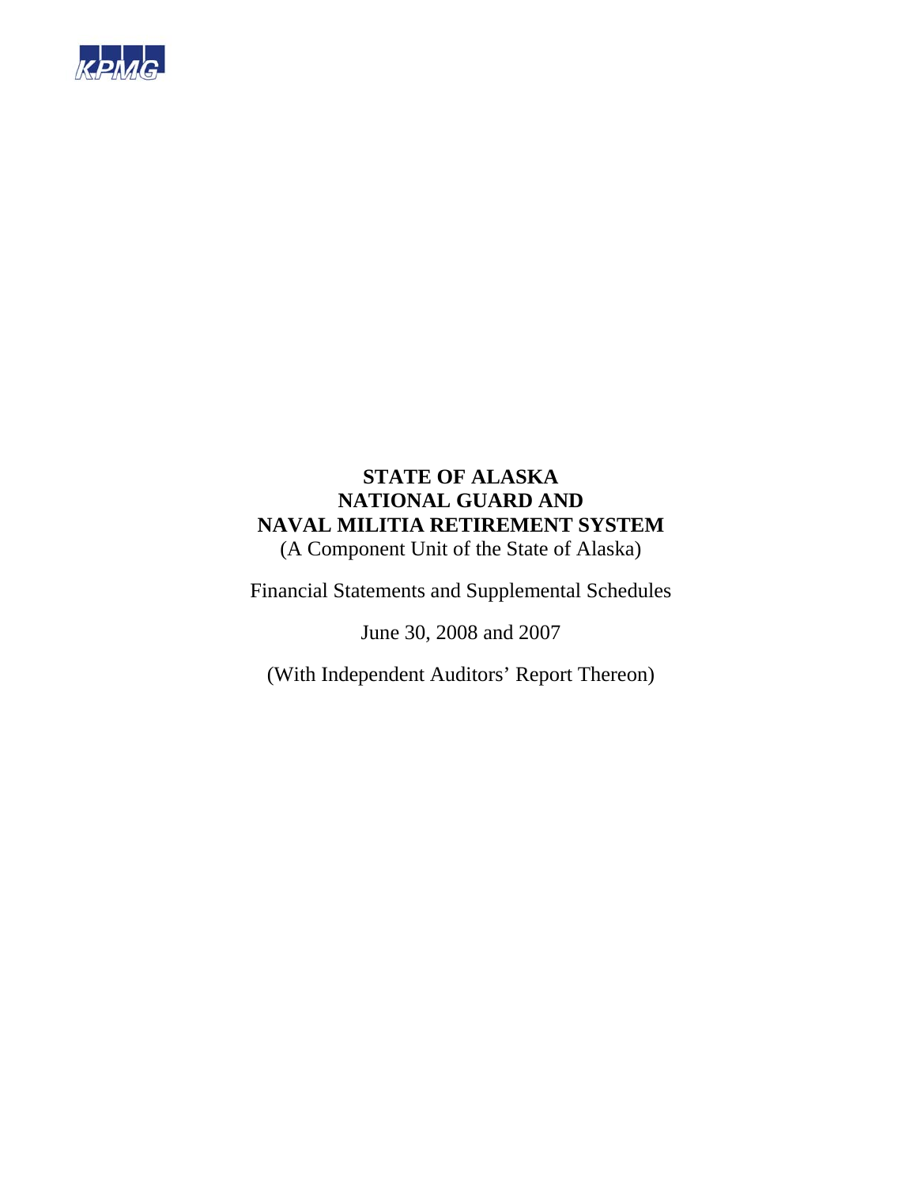KPMG

# STATE OF ALASKA
# NATIONAL GUARD AND
# NAVAL MILITIA RETIREMENT SYSTEM

(A Component Unit of the State of Alaska)

Financial Statements and Supplemental Schedules

June 30, 2008 and 2007

(With Independent Auditors' Report Thereon)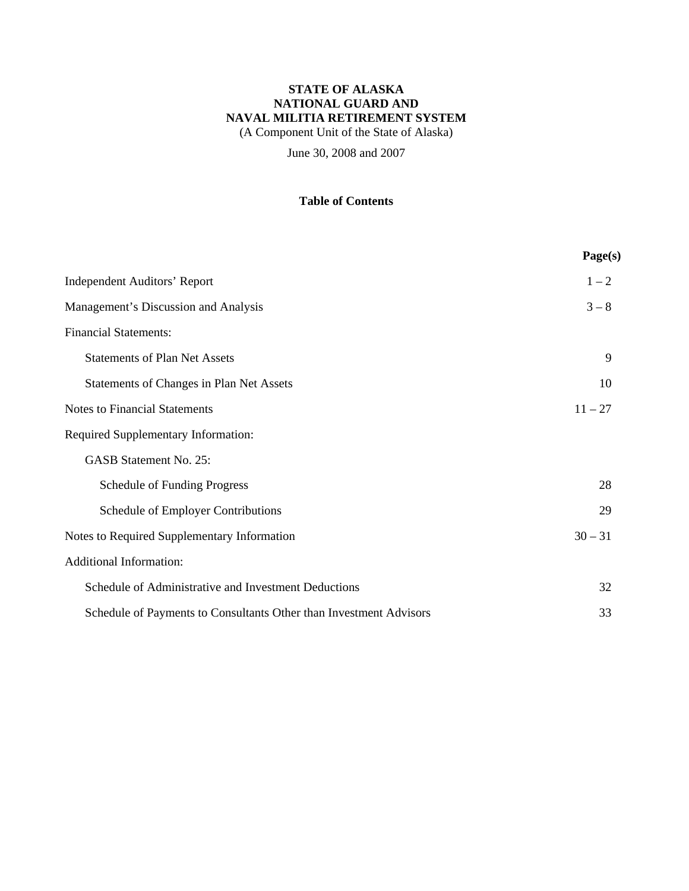# STATE OF ALASKA
# NATIONAL GUARD AND
# NAVAL MILITIA RETIREMENT SYSTEM

(A Component Unit of the State of Alaska)

June 30, 2008 and 2007

## Table of Contents

| | Page(s) |
|---|---|
| Independent Auditors' Report | 1 – 2 |
| Management's Discussion and Analysis | 3 – 8 |
| Financial Statements: | |
| Statements of Plan Net Assets | 9 |
| Statements of Changes in Plan Net Assets | 10 |
| Notes to Financial Statements | 11 – 27 |
| Required Supplementary Information: | |
| GASB Statement No. 25: | |
| Schedule of Funding Progress | 28 |
| Schedule of Employer Contributions | 29 |
| Notes to Required Supplementary Information | 30 – 31 |
| Additional Information: | |
| Schedule of Administrative and Investment Deductions | 32 |
| Schedule of Payments to Consultants Other than Investment Advisors | 33 |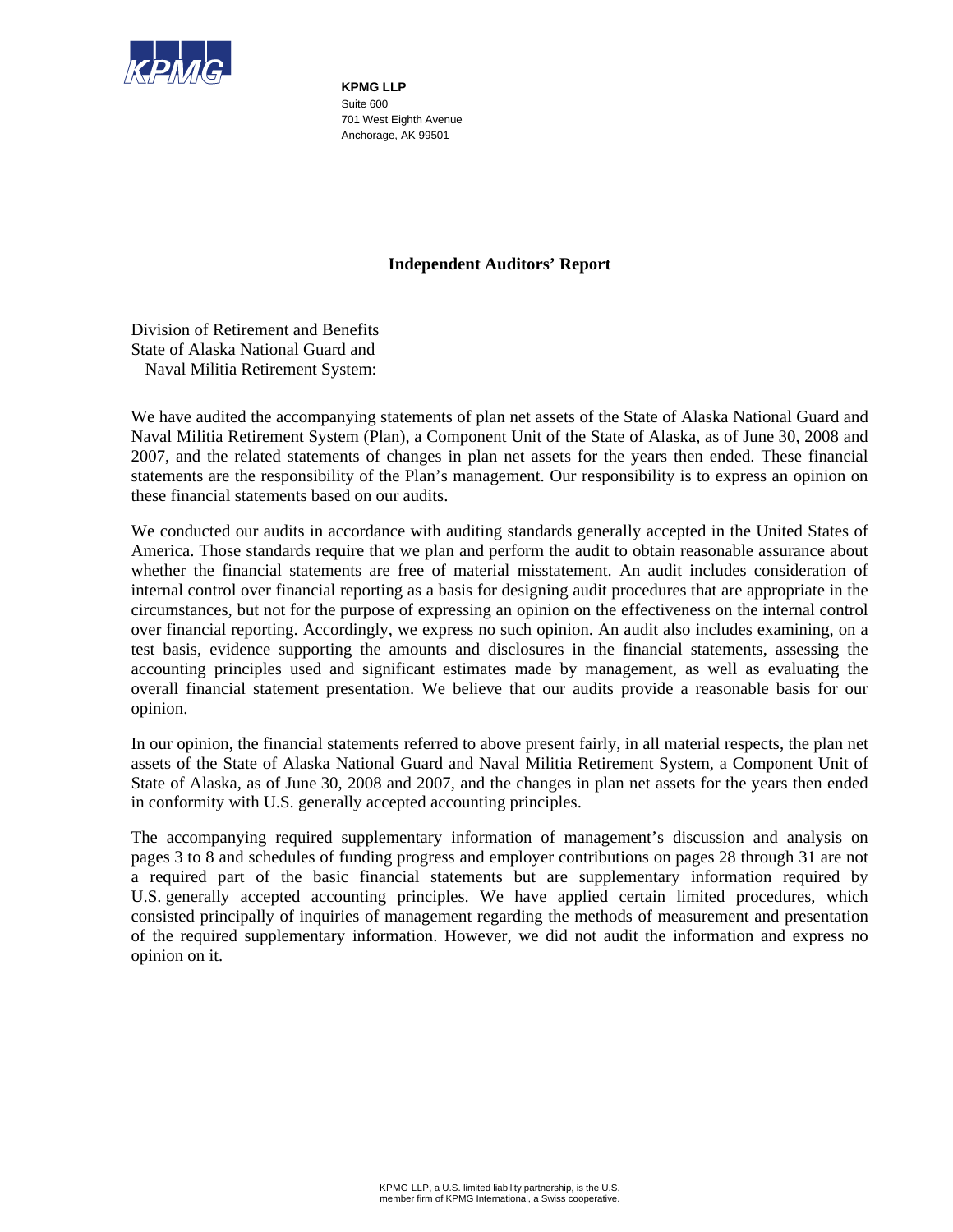**KPMG LLP**
Suite 600
701 West Eighth Avenue
Anchorage, AK 99501

## Independent Auditors' Report

Division of Retirement and Benefits
State of Alaska National Guard and
Naval Militia Retirement System:

We have audited the accompanying statements of plan net assets of the State of Alaska National Guard and Naval Militia Retirement System (Plan), a Component Unit of the State of Alaska, as of June 30, 2008 and 2007, and the related statements of changes in plan net assets for the years then ended. These financial statements are the responsibility of the Plan's management. Our responsibility is to express an opinion on these financial statements based on our audits.

We conducted our audits in accordance with auditing standards generally accepted in the United States of America. Those standards require that we plan and perform the audit to obtain reasonable assurance about whether the financial statements are free of material misstatement. An audit includes consideration of internal control over financial reporting as a basis for designing audit procedures that are appropriate in the circumstances, but not for the purpose of expressing an opinion on the effectiveness on the internal control over financial reporting. Accordingly, we express no such opinion. An audit also includes examining, on a test basis, evidence supporting the amounts and disclosures in the financial statements, assessing the accounting principles used and significant estimates made by management, as well as evaluating the overall financial statement presentation. We believe that our audits provide a reasonable basis for our opinion.

In our opinion, the financial statements referred to above present fairly, in all material respects, the plan net assets of the State of Alaska National Guard and Naval Militia Retirement System, a Component Unit of State of Alaska, as of June 30, 2008 and 2007, and the changes in plan net assets for the years then ended in conformity with U.S. generally accepted accounting principles.

The accompanying required supplementary information of management's discussion and analysis on pages 3 to 8 and schedules of funding progress and employer contributions on pages 28 through 31 are not a required part of the basic financial statements but are supplementary information required by U.S. generally accepted accounting principles. We have applied certain limited procedures, which consisted principally of inquiries of management regarding the methods of measurement and presentation of the required supplementary information. However, we did not audit the information and express no opinion on it.

KPMG LLP, a U.S. limited liability partnership, is the U.S. member firm of KPMG International, a Swiss cooperative.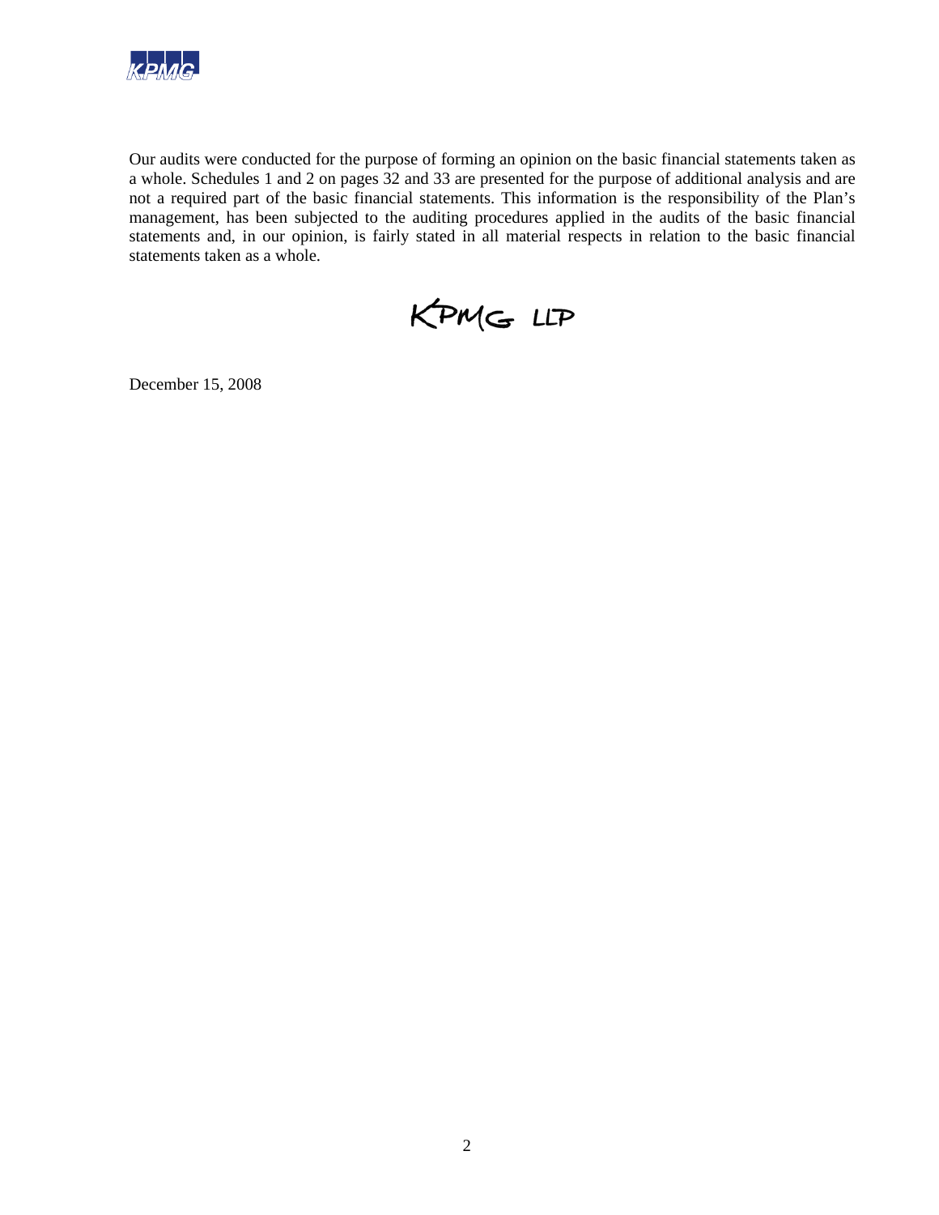Our audits were conducted for the purpose of forming an opinion on the basic financial statements taken as a whole. Schedules 1 and 2 on pages 32 and 33 are presented for the purpose of additional analysis and are not a required part of the basic financial statements. This information is the responsibility of the Plan's management, has been subjected to the auditing procedures applied in the audits of the basic financial statements and, in our opinion, is fairly stated in all material respects in relation to the basic financial statements taken as a whole.

KPMG LLP

December 15, 2008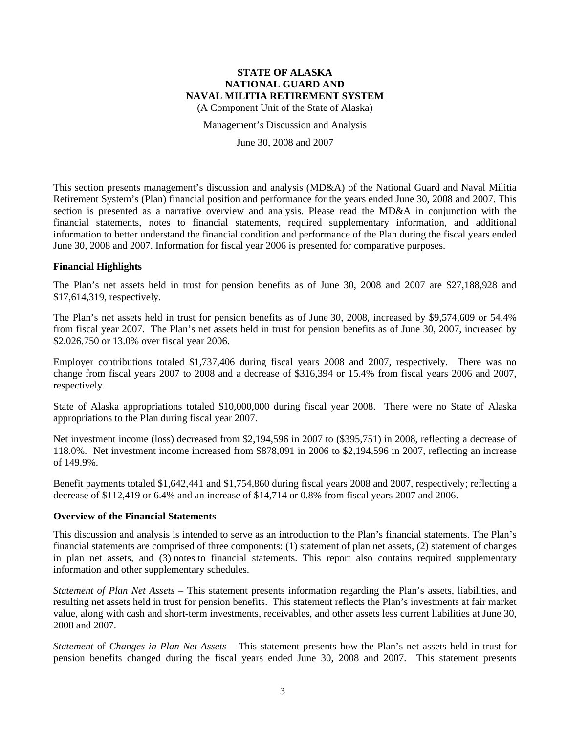# STATE OF ALASKA
# NATIONAL GUARD AND
# NAVAL MILITIA RETIREMENT SYSTEM

(A Component Unit of the State of Alaska)

Management's Discussion and Analysis

June 30, 2008 and 2007

This section presents management's discussion and analysis (MD&A) of the National Guard and Naval Militia Retirement System's (Plan) financial position and performance for the years ended June 30, 2008 and 2007. This section is presented as a narrative overview and analysis. Please read the MD&A in conjunction with the financial statements, notes to financial statements, required supplementary information, and additional information to better understand the financial condition and performance of the Plan during the fiscal years ended June 30, 2008 and 2007. Information for fiscal year 2006 is presented for comparative purposes.

**Financial Highlights**

The Plan's net assets held in trust for pension benefits as of June 30, 2008 and 2007 are $27,188,928 and $17,614,319, respectively.

The Plan's net assets held in trust for pension benefits as of June 30, 2008, increased by $9,574,609 or 54.4% from fiscal year 2007. The Plan's net assets held in trust for pension benefits as of June 30, 2007, increased by $2,026,750 or 13.0% over fiscal year 2006.

Employer contributions totaled $1,737,406 during fiscal years 2008 and 2007, respectively. There was no change from fiscal years 2007 to 2008 and a decrease of $316,394 or 15.4% from fiscal years 2006 and 2007, respectively.

State of Alaska appropriations totaled $10,000,000 during fiscal year 2008. There were no State of Alaska appropriations to the Plan during fiscal year 2007.

Net investment income (loss) decreased from $2,194,596 in 2007 to ($395,751) in 2008, reflecting a decrease of 118.0%. Net investment income increased from $878,091 in 2006 to $2,194,596 in 2007, reflecting an increase of 149.9%.

Benefit payments totaled $1,642,441 and $1,754,860 during fiscal years 2008 and 2007, respectively; reflecting a decrease of $112,419 or 6.4% and an increase of $14,714 or 0.8% from fiscal years 2007 and 2006.

**Overview of the Financial Statements**

This discussion and analysis is intended to serve as an introduction to the Plan's financial statements. The Plan's financial statements are comprised of three components: (1) statement of plan net assets, (2) statement of changes in plan net assets, and (3) notes to financial statements. This report also contains required supplementary information and other supplementary schedules.

*Statement of Plan Net Assets* – This statement presents information regarding the Plan's assets, liabilities, and resulting net assets held in trust for pension benefits. This statement reflects the Plan's investments at fair market value, along with cash and short-term investments, receivables, and other assets less current liabilities at June 30, 2008 and 2007.

*Statement* of *Changes in Plan Net Assets* – This statement presents how the Plan's net assets held in trust for pension benefits changed during the fiscal years ended June 30, 2008 and 2007. This statement presents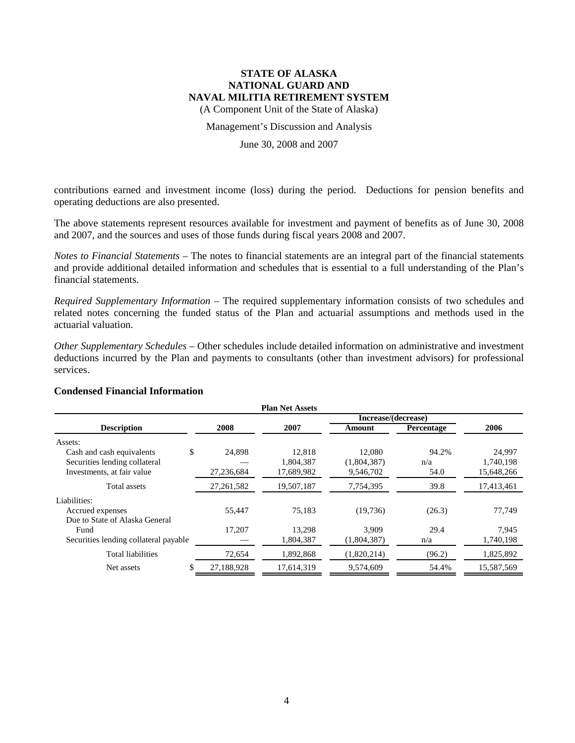contributions earned and investment income (loss) during the period. Deductions for pension benefits and operating deductions are also presented.

The above statements represent resources available for investment and payment of benefits as of June 30, 2008 and 2007, and the sources and uses of those funds during fiscal years 2008 and 2007.

*Notes to Financial Statements* – The notes to financial statements are an integral part of the financial statements and provide additional detailed information and schedules that is essential to a full understanding of the Plan's financial statements.

*Required Supplementary Information* – The required supplementary information consists of two schedules and related notes concerning the funded status of the Plan and actuarial assumptions and methods used in the actuarial valuation.

*Other Supplementary Schedules* – Other schedules include detailed information on administrative and investment deductions incurred by the Plan and payments to consultants (other than investment advisors) for professional services.

### Condensed Financial Information

**Plan Net Assets**

| Description | 2008 | 2007 | Increase/(decrease) Amount | Increase/(decrease) Percentage | 2006 |
|---|---|---|---|---|---|
| Assets: | | | | | |
| Cash and cash equivalents | $ 24,898 | 12,818 | 12,080 | 94.2% | 24,997 |
| Securities lending collateral | — | 1,804,387 | (1,804,387) | n/a | 1,740,198 |
| Investments, at fair value | 27,236,684 | 17,689,982 | 9,546,702 | 54.0 | 15,648,266 |
| Total assets | 27,261,582 | 19,507,187 | 7,754,395 | 39.8 | 17,413,461 |
| Liabilities: | | | | | |
| Accrued expenses | 55,447 | 75,183 | (19,736) | (26.3) | 77,749 |
| Due to State of Alaska General Fund | 17,207 | 13,298 | 3,909 | 29.4 | 7,945 |
| Securities lending collateral payable | — | 1,804,387 | (1,804,387) | n/a | 1,740,198 |
| Total liabilities | 72,654 | 1,892,868 | (1,820,214) | (96.2) | 1,825,892 |
| Net assets | $ 27,188,928 | 17,614,319 | 9,574,609 | 54.4% | 15,587,569 |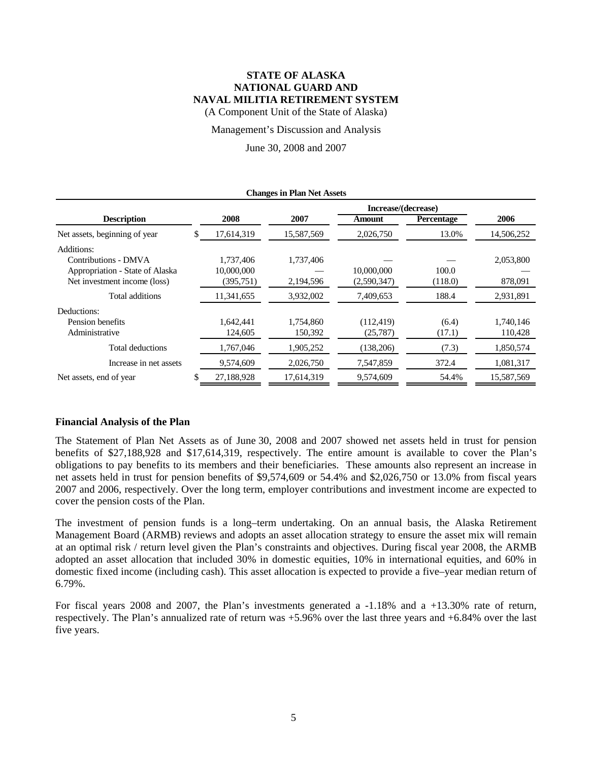# STATE OF ALASKA
# NATIONAL GUARD AND
# NAVAL MILITIA RETIREMENT SYSTEM

(A Component Unit of the State of Alaska)

Management's Discussion and Analysis

June 30, 2008 and 2007

**Changes in Plan Net Assets**

| Description | 2008 | 2007 | Increase/(decrease) Amount | Increase/(decrease) Percentage | 2006 |
|---|---|---|---|---|---|
| Net assets, beginning of year | $ 17,614,319 | 15,587,569 | 2,026,750 | 13.0% | 14,506,252 |
| Additions: | | | | | |
| Contributions - DMVA | 1,737,406 | 1,737,406 | — | — | 2,053,800 |
| Appropriation - State of Alaska | 10,000,000 | — | 10,000,000 | 100.0 | — |
| Net investment income (loss) | (395,751) | 2,194,596 | (2,590,347) | (118.0) | 878,091 |
| Total additions | 11,341,655 | 3,932,002 | 7,409,653 | 188.4 | 2,931,891 |
| Deductions: | | | | | |
| Pension benefits | 1,642,441 | 1,754,860 | (112,419) | (6.4) | 1,740,146 |
| Administrative | 124,605 | 150,392 | (25,787) | (17.1) | 110,428 |
| Total deductions | 1,767,046 | 1,905,252 | (138,206) | (7.3) | 1,850,574 |
| Increase in net assets | 9,574,609 | 2,026,750 | 7,547,859 | 372.4 | 1,081,317 |
| Net assets, end of year | $ 27,188,928 | 17,614,319 | 9,574,609 | 54.4% | 15,587,569 |

### Financial Analysis of the Plan

The Statement of Plan Net Assets as of June 30, 2008 and 2007 showed net assets held in trust for pension benefits of $27,188,928 and $17,614,319, respectively. The entire amount is available to cover the Plan's obligations to pay benefits to its members and their beneficiaries. These amounts also represent an increase in net assets held in trust for pension benefits of $9,574,609 or 54.4% and $2,026,750 or 13.0% from fiscal years 2007 and 2006, respectively. Over the long term, employer contributions and investment income are expected to cover the pension costs of the Plan.

The investment of pension funds is a long–term undertaking. On an annual basis, the Alaska Retirement Management Board (ARMB) reviews and adopts an asset allocation strategy to ensure the asset mix will remain at an optimal risk / return level given the Plan's constraints and objectives. During fiscal year 2008, the ARMB adopted an asset allocation that included 30% in domestic equities, 10% in international equities, and 60% in domestic fixed income (including cash). This asset allocation is expected to provide a five–year median return of 6.79%.

For fiscal years 2008 and 2007, the Plan's investments generated a -1.18% and a +13.30% rate of return, respectively. The Plan's annualized rate of return was +5.96% over the last three years and +6.84% over the last five years.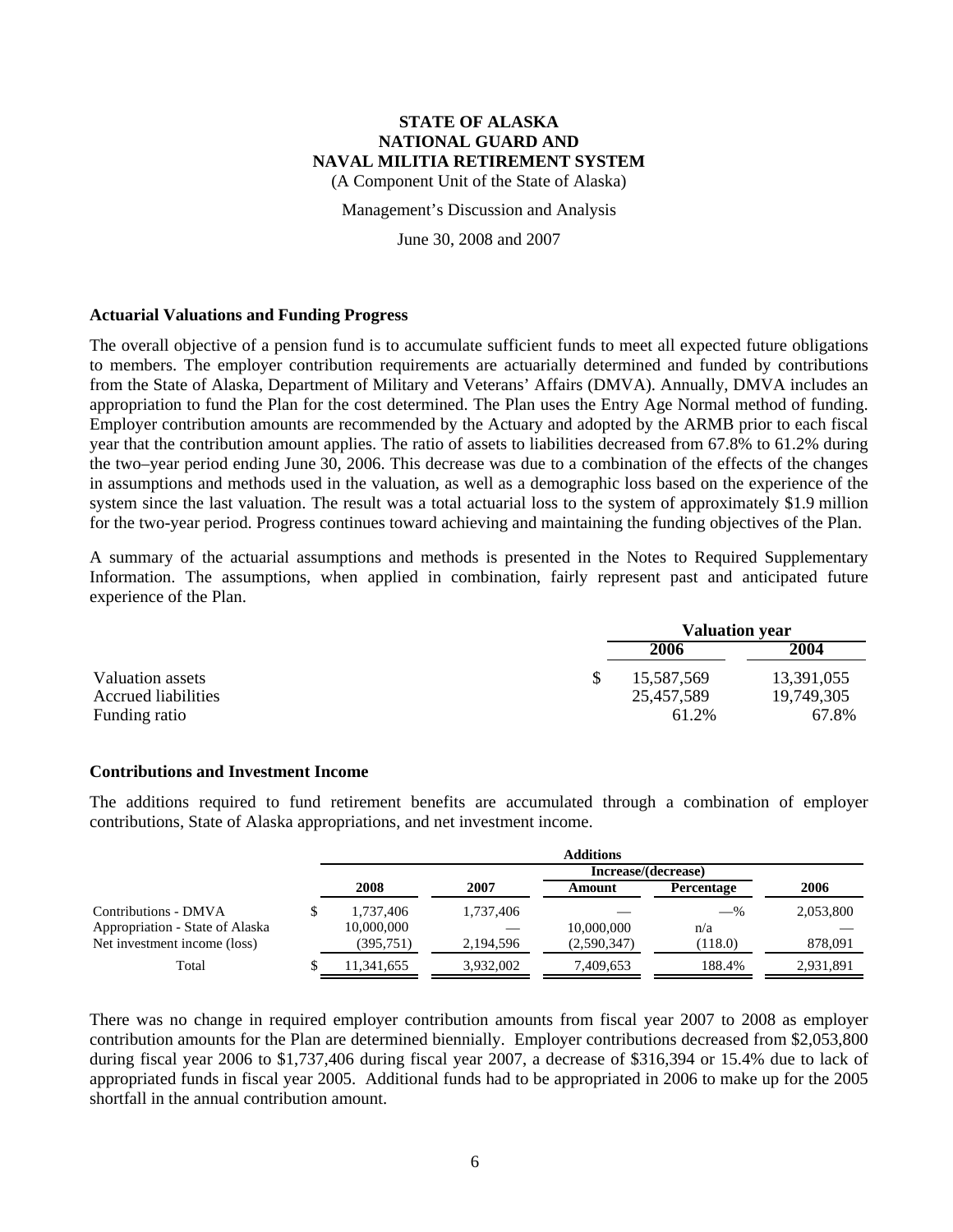# STATE OF ALASKA
# NATIONAL GUARD AND
# NAVAL MILITIA RETIREMENT SYSTEM

(A Component Unit of the State of Alaska)

Management's Discussion and Analysis

June 30, 2008 and 2007

### Actuarial Valuations and Funding Progress

The overall objective of a pension fund is to accumulate sufficient funds to meet all expected future obligations to members. The employer contribution requirements are actuarially determined and funded by contributions from the State of Alaska, Department of Military and Veterans' Affairs (DMVA). Annually, DMVA includes an appropriation to fund the Plan for the cost determined. The Plan uses the Entry Age Normal method of funding. Employer contribution amounts are recommended by the Actuary and adopted by the ARMB prior to each fiscal year that the contribution amount applies. The ratio of assets to liabilities decreased from 67.8% to 61.2% during the two–year period ending June 30, 2006. This decrease was due to a combination of the effects of the changes in assumptions and methods used in the valuation, as well as a demographic loss based on the experience of the system since the last valuation. The result was a total actuarial loss to the system of approximately $1.9 million for the two-year period. Progress continues toward achieving and maintaining the funding objectives of the Plan.

A summary of the actuarial assumptions and methods is presented in the Notes to Required Supplementary Information. The assumptions, when applied in combination, fairly represent past and anticipated future experience of the Plan.

| | Valuation year | |
|---|---|---|
| | 2006 | 2004 |
| Valuation assets | $ 15,587,569 | 13,391,055 |
| Accrued liabilities | 25,457,589 | 19,749,305 |
| Funding ratio | 61.2% | 67.8% |

### Contributions and Investment Income

The additions required to fund retirement benefits are accumulated through a combination of employer contributions, State of Alaska appropriations, and net investment income.

| | Additions | | | | |
|---|---|---|---|---|---|
| | | | Increase/(decrease) | | |
| | 2008 | 2007 | Amount | Percentage | 2006 |
| Contributions - DMVA | $ 1,737,406 | 1,737,406 | — | —% | 2,053,800 |
| Appropriation - State of Alaska | 10,000,000 | — | 10,000,000 | n/a | — |
| Net investment income (loss) | (395,751) | 2,194,596 | (2,590,347) | (118.0) | 878,091 |
| Total | $ 11,341,655 | 3,932,002 | 7,409,653 | 188.4% | 2,931,891 |

There was no change in required employer contribution amounts from fiscal year 2007 to 2008 as employer contribution amounts for the Plan are determined biennially. Employer contributions decreased from $2,053,800 during fiscal year 2006 to $1,737,406 during fiscal year 2007, a decrease of $316,394 or 15.4% due to lack of appropriated funds in fiscal year 2005. Additional funds had to be appropriated in 2006 to make up for the 2005 shortfall in the annual contribution amount.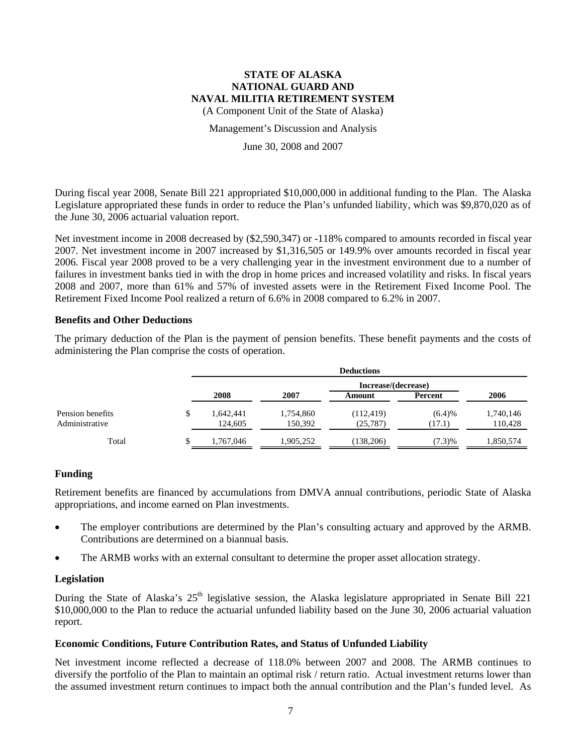During fiscal year 2008, Senate Bill 221 appropriated $10,000,000 in additional funding to the Plan. The Alaska Legislature appropriated these funds in order to reduce the Plan's unfunded liability, which was $9,870,020 as of the June 30, 2006 actuarial valuation report.

Net investment income in 2008 decreased by ($2,590,347) or -118% compared to amounts recorded in fiscal year 2007. Net investment income in 2007 increased by $1,316,505 or 149.9% over amounts recorded in fiscal year 2006. Fiscal year 2008 proved to be a very challenging year in the investment environment due to a number of failures in investment banks tied in with the drop in home prices and increased volatility and risks. In fiscal years 2008 and 2007, more than 61% and 57% of invested assets were in the Retirement Fixed Income Pool. The Retirement Fixed Income Pool realized a return of 6.6% in 2008 compared to 6.2% in 2007.

**Benefits and Other Deductions**

The primary deduction of the Plan is the payment of pension benefits. These benefit payments and the costs of administering the Plan comprise the costs of operation.

| | Deductions | | | | |
|---|---|---|---|---|---|
| | | | Increase/(decrease) | | |
| | 2008 | 2007 | Amount | Percent | 2006 |
| Pension benefits | $ 1,642,441 | 1,754,860 | (112,419) | (6.4)% | 1,740,146 |
| Administrative | 124,605 | 150,392 | (25,787) | (17.1) | 110,428 |
| Total | $ 1,767,046 | 1,905,252 | (138,206) | (7.3)% | 1,850,574 |

**Funding**

Retirement benefits are financed by accumulations from DMVA annual contributions, periodic State of Alaska appropriations, and income earned on Plan investments.

- The employer contributions are determined by the Plan's consulting actuary and approved by the ARMB. Contributions are determined on a biannual basis.
- The ARMB works with an external consultant to determine the proper asset allocation strategy.

**Legislation**

During the State of Alaska's 25th legislative session, the Alaska legislature appropriated in Senate Bill 221 $10,000,000 to the Plan to reduce the actuarial unfunded liability based on the June 30, 2006 actuarial valuation report.

**Economic Conditions, Future Contribution Rates, and Status of Unfunded Liability**

Net investment income reflected a decrease of 118.0% between 2007 and 2008. The ARMB continues to diversify the portfolio of the Plan to maintain an optimal risk / return ratio. Actual investment returns lower than the assumed investment return continues to impact both the annual contribution and the Plan's funded level. As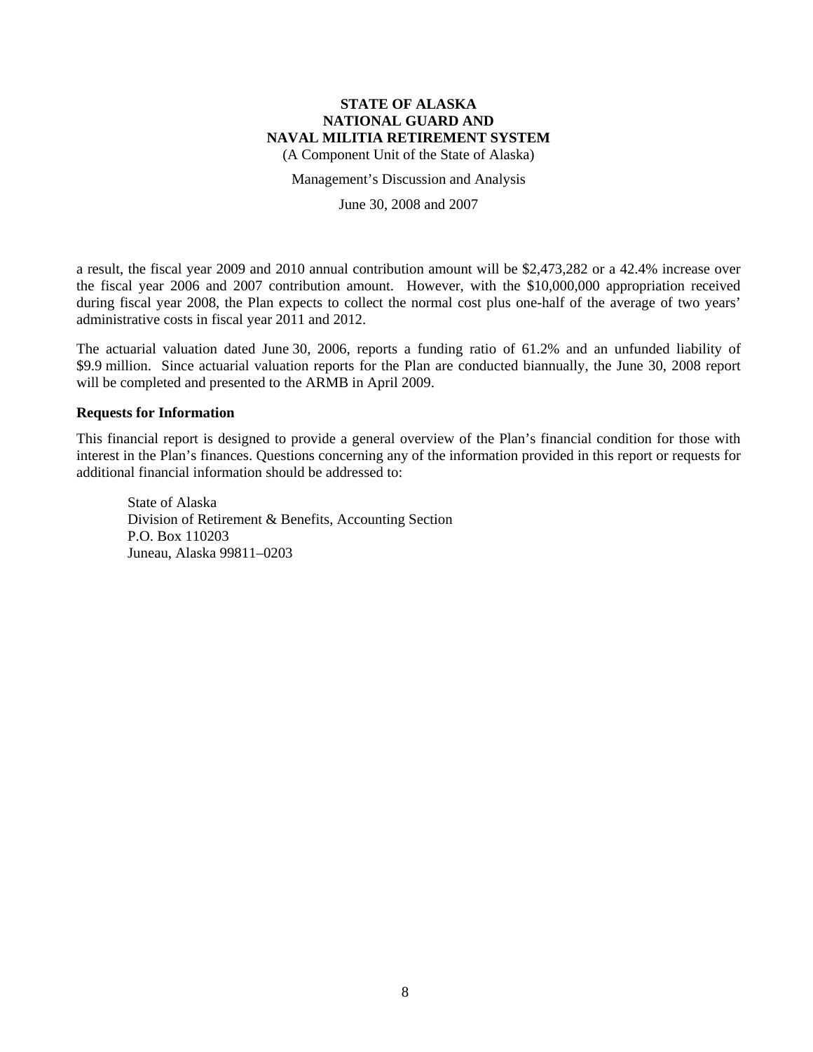a result, the fiscal year 2009 and 2010 annual contribution amount will be $2,473,282 or a 42.4% increase over the fiscal year 2006 and 2007 contribution amount. However, with the $10,000,000 appropriation received during fiscal year 2008, the Plan expects to collect the normal cost plus one-half of the average of two years' administrative costs in fiscal year 2011 and 2012.

The actuarial valuation dated June 30, 2006, reports a funding ratio of 61.2% and an unfunded liability of $9.9 million. Since actuarial valuation reports for the Plan are conducted biannually, the June 30, 2008 report will be completed and presented to the ARMB in April 2009.

**Requests for Information**

This financial report is designed to provide a general overview of the Plan's financial condition for those with interest in the Plan's finances. Questions concerning any of the information provided in this report or requests for additional financial information should be addressed to:

State of Alaska
Division of Retirement & Benefits, Accounting Section
P.O. Box 110203
Juneau, Alaska 99811–0203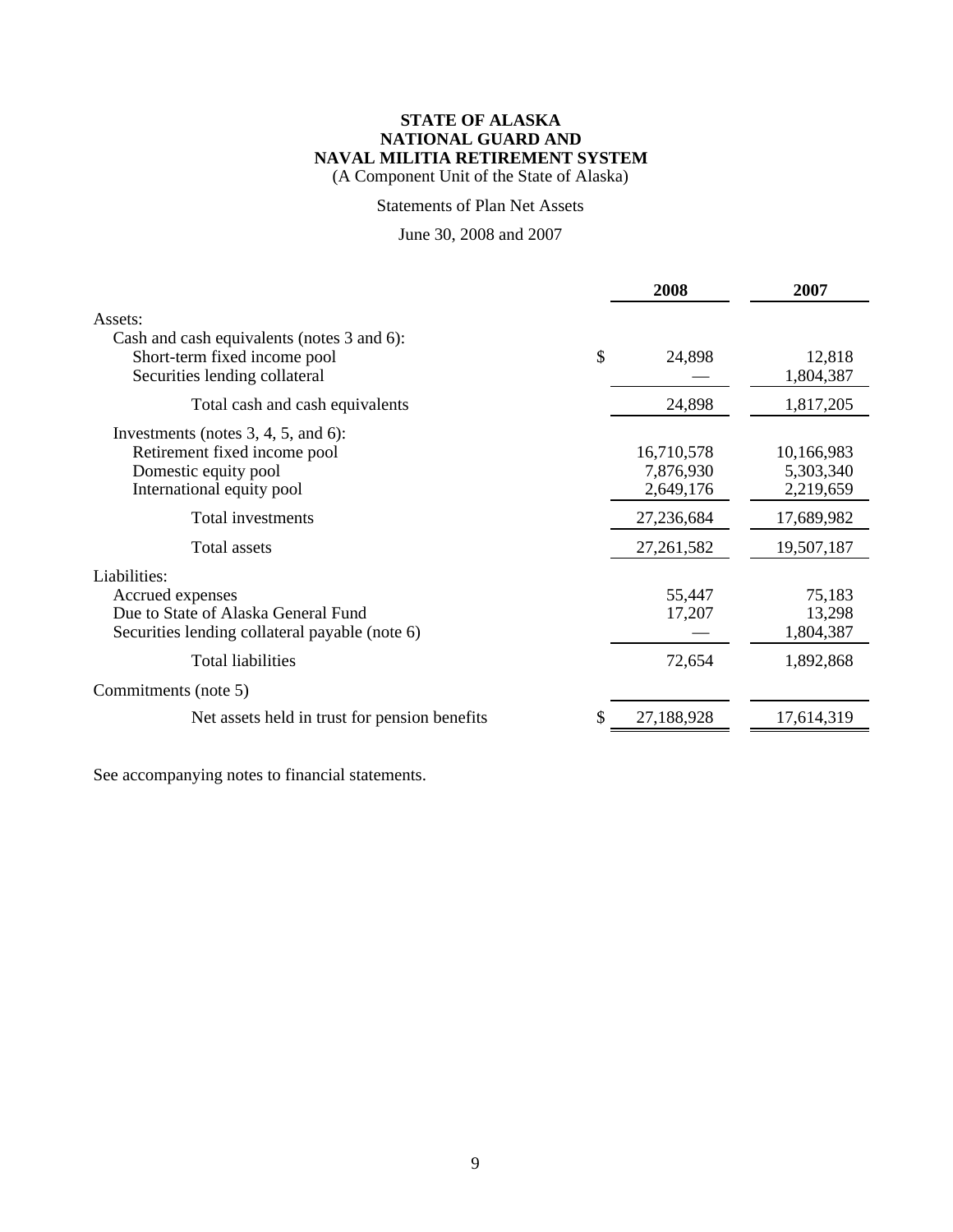**STATE OF ALASKA**
**NATIONAL GUARD AND**
**NAVAL MILITIA RETIREMENT SYSTEM**
(A Component Unit of the State of Alaska)

Statements of Plan Net Assets

June 30, 2008 and 2007

| | 2008 | 2007 |
|---|---|---|
| Assets: | | |
| Cash and cash equivalents (notes 3 and 6): | | |
| Short-term fixed income pool | $ 24,898 | 12,818 |
| Securities lending collateral | — | 1,804,387 |
| Total cash and cash equivalents | 24,898 | 1,817,205 |
| Investments (notes 3, 4, 5, and 6): | | |
| Retirement fixed income pool | 16,710,578 | 10,166,983 |
| Domestic equity pool | 7,876,930 | 5,303,340 |
| International equity pool | 2,649,176 | 2,219,659 |
| Total investments | 27,236,684 | 17,689,982 |
| Total assets | 27,261,582 | 19,507,187 |
| Liabilities: | | |
| Accrued expenses | 55,447 | 75,183 |
| Due to State of Alaska General Fund | 17,207 | 13,298 |
| Securities lending collateral payable (note 6) | — | 1,804,387 |
| Total liabilities | 72,654 | 1,892,868 |
| Commitments (note 5) | | |
| Net assets held in trust for pension benefits | $ 27,188,928 | 17,614,319 |

See accompanying notes to financial statements.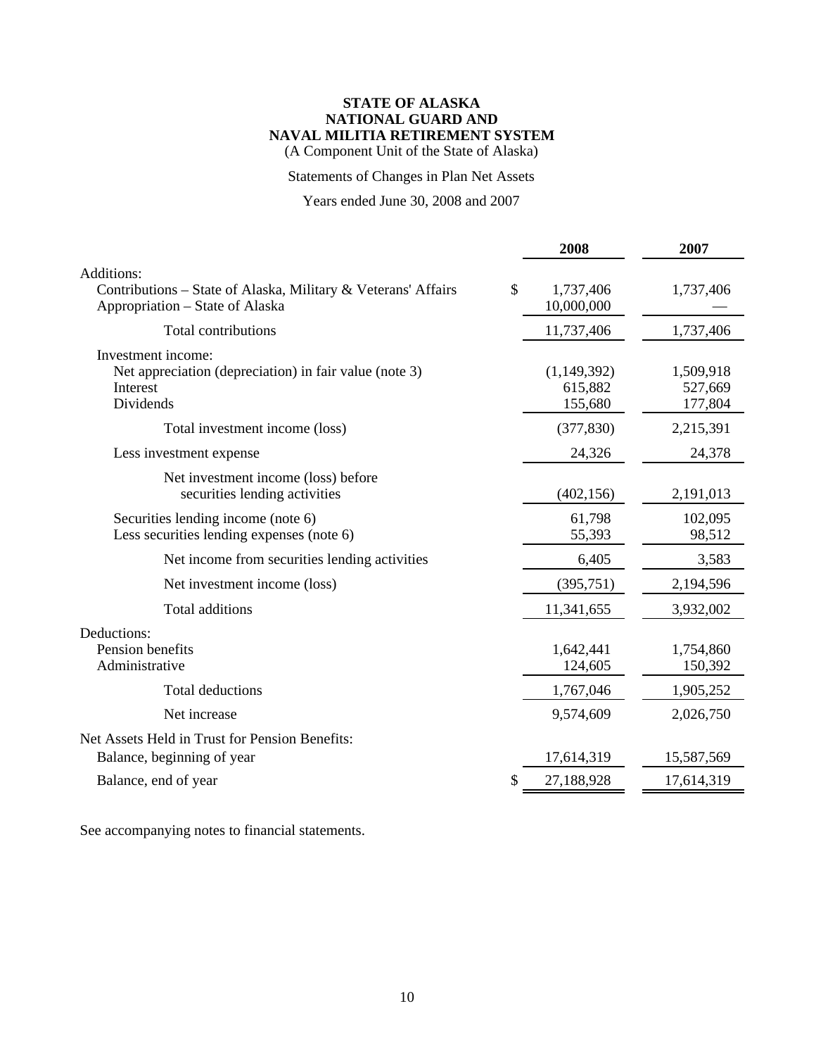**STATE OF ALASKA**
**NATIONAL GUARD AND**
**NAVAL MILITIA RETIREMENT SYSTEM**
(A Component Unit of the State of Alaska)

Statements of Changes in Plan Net Assets

Years ended June 30, 2008 and 2007

| | 2008 | 2007 |
|---|---|---|
| Additions: | | |
| Contributions – State of Alaska, Military & Veterans' Affairs | $ 1,737,406 | 1,737,406 |
| Appropriation – State of Alaska | 10,000,000 | — |
| Total contributions | 11,737,406 | 1,737,406 |
| Investment income: | | |
| Net appreciation (depreciation) in fair value (note 3) | (1,149,392) | 1,509,918 |
| Interest | 615,882 | 527,669 |
| Dividends | 155,680 | 177,804 |
| Total investment income (loss) | (377,830) | 2,215,391 |
| Less investment expense | 24,326 | 24,378 |
| Net investment income (loss) before securities lending activities | (402,156) | 2,191,013 |
| Securities lending income (note 6) | 61,798 | 102,095 |
| Less securities lending expenses (note 6) | 55,393 | 98,512 |
| Net income from securities lending activities | 6,405 | 3,583 |
| Net investment income (loss) | (395,751) | 2,194,596 |
| Total additions | 11,341,655 | 3,932,002 |
| Deductions: | | |
| Pension benefits | 1,642,441 | 1,754,860 |
| Administrative | 124,605 | 150,392 |
| Total deductions | 1,767,046 | 1,905,252 |
| Net increase | 9,574,609 | 2,026,750 |
| Net Assets Held in Trust for Pension Benefits: | | |
| Balance, beginning of year | 17,614,319 | 15,587,569 |
| Balance, end of year | $ 27,188,928 | 17,614,319 |

See accompanying notes to financial statements.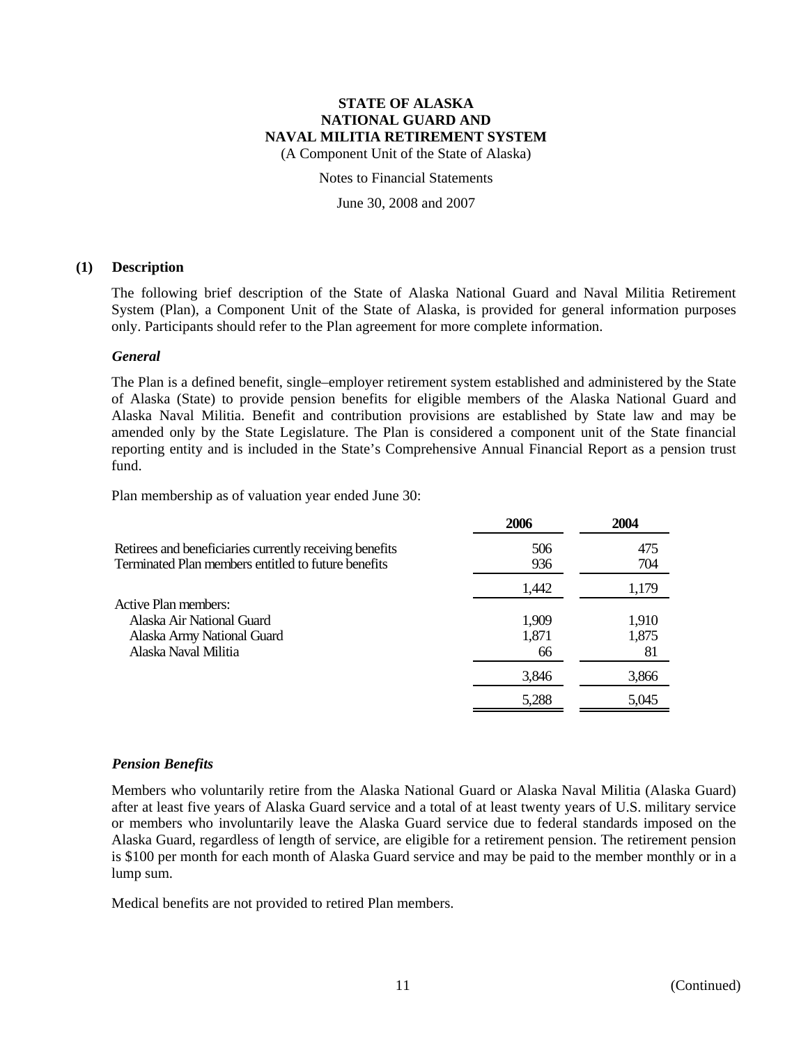**STATE OF ALASKA**
**NATIONAL GUARD AND**
**NAVAL MILITIA RETIREMENT SYSTEM**
(A Component Unit of the State of Alaska)

Notes to Financial Statements

June 30, 2008 and 2007

## (1) Description

The following brief description of the State of Alaska National Guard and Naval Militia Retirement System (Plan), a Component Unit of the State of Alaska, is provided for general information purposes only. Participants should refer to the Plan agreement for more complete information.

### *General*

The Plan is a defined benefit, single–employer retirement system established and administered by the State of Alaska (State) to provide pension benefits for eligible members of the Alaska National Guard and Alaska Naval Militia. Benefit and contribution provisions are established by State law and may be amended only by the State Legislature. The Plan is considered a component unit of the State financial reporting entity and is included in the State's Comprehensive Annual Financial Report as a pension trust fund.

Plan membership as of valuation year ended June 30:

| | 2006 | 2004 |
|---|---|---|
| Retirees and beneficiaries currently receiving benefits | 506 | 475 |
| Terminated Plan members entitled to future benefits | 936 | 704 |
| | 1,442 | 1,179 |
| Active Plan members: | | |
| Alaska Air National Guard | 1,909 | 1,910 |
| Alaska Army National Guard | 1,871 | 1,875 |
| Alaska Naval Militia | 66 | 81 |
| | 3,846 | 3,866 |
| | 5,288 | 5,045 |

### *Pension Benefits*

Members who voluntarily retire from the Alaska National Guard or Alaska Naval Militia (Alaska Guard) after at least five years of Alaska Guard service and a total of at least twenty years of U.S. military service or members who involuntarily leave the Alaska Guard service due to federal standards imposed on the Alaska Guard, regardless of length of service, are eligible for a retirement pension. The retirement pension is $100 per month for each month of Alaska Guard service and may be paid to the member monthly or in a lump sum.

Medical benefits are not provided to retired Plan members.

(Continued)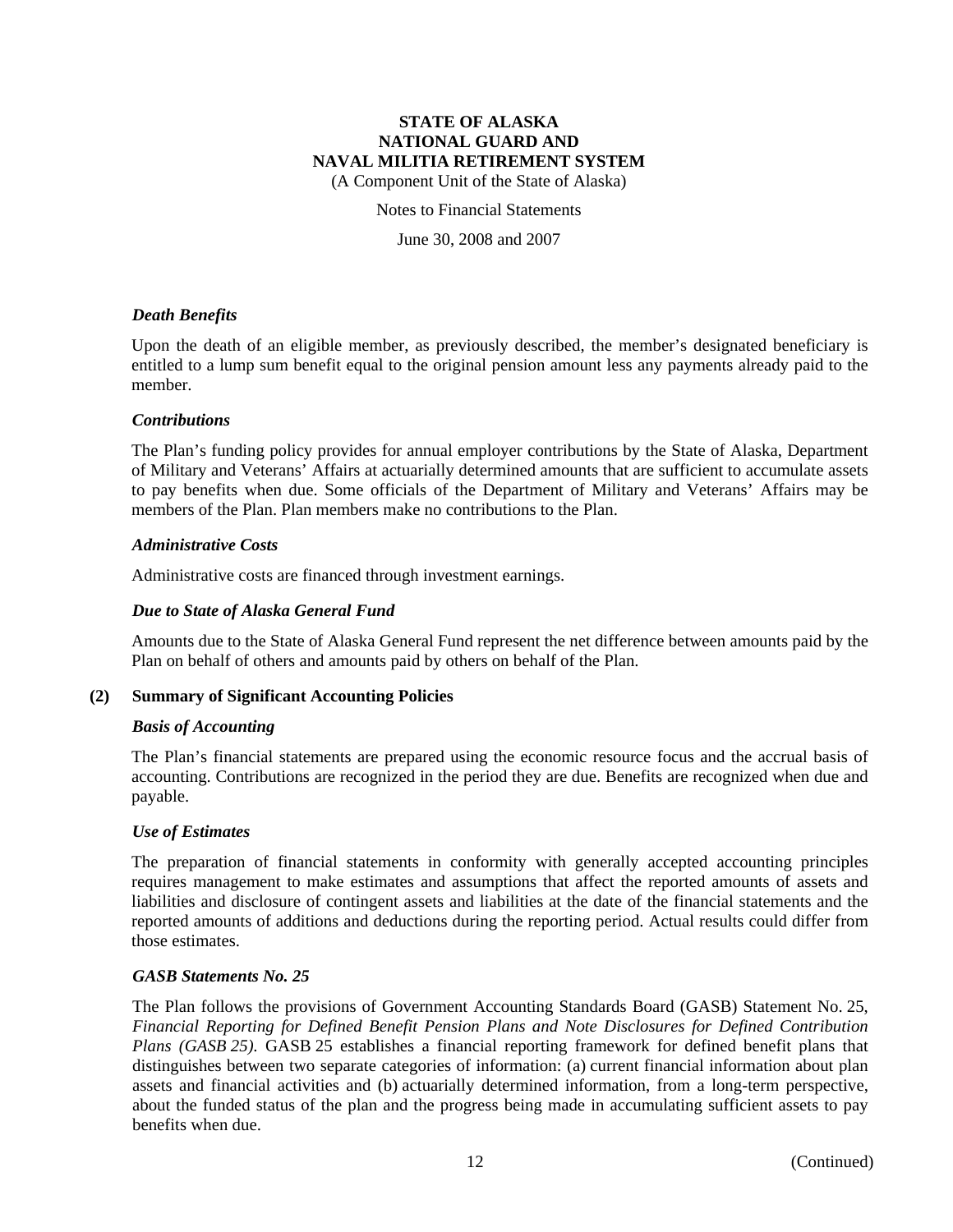*Death Benefits*

Upon the death of an eligible member, as previously described, the member's designated beneficiary is entitled to a lump sum benefit equal to the original pension amount less any payments already paid to the member.

*Contributions*

The Plan's funding policy provides for annual employer contributions by the State of Alaska, Department of Military and Veterans' Affairs at actuarially determined amounts that are sufficient to accumulate assets to pay benefits when due. Some officials of the Department of Military and Veterans' Affairs may be members of the Plan. Plan members make no contributions to the Plan.

*Administrative Costs*

Administrative costs are financed through investment earnings.

*Due to State of Alaska General Fund*

Amounts due to the State of Alaska General Fund represent the net difference between amounts paid by the Plan on behalf of others and amounts paid by others on behalf of the Plan.

## (2) Summary of Significant Accounting Policies

*Basis of Accounting*

The Plan's financial statements are prepared using the economic resource focus and the accrual basis of accounting. Contributions are recognized in the period they are due. Benefits are recognized when due and payable.

*Use of Estimates*

The preparation of financial statements in conformity with generally accepted accounting principles requires management to make estimates and assumptions that affect the reported amounts of assets and liabilities and disclosure of contingent assets and liabilities at the date of the financial statements and the reported amounts of additions and deductions during the reporting period. Actual results could differ from those estimates.

*GASB Statements No. 25*

The Plan follows the provisions of Government Accounting Standards Board (GASB) Statement No. 25, *Financial Reporting for Defined Benefit Pension Plans and Note Disclosures for Defined Contribution Plans (GASB 25)*. GASB 25 establishes a financial reporting framework for defined benefit plans that distinguishes between two separate categories of information: (a) current financial information about plan assets and financial activities and (b) actuarially determined information, from a long-term perspective, about the funded status of the plan and the progress being made in accumulating sufficient assets to pay benefits when due.

(Continued)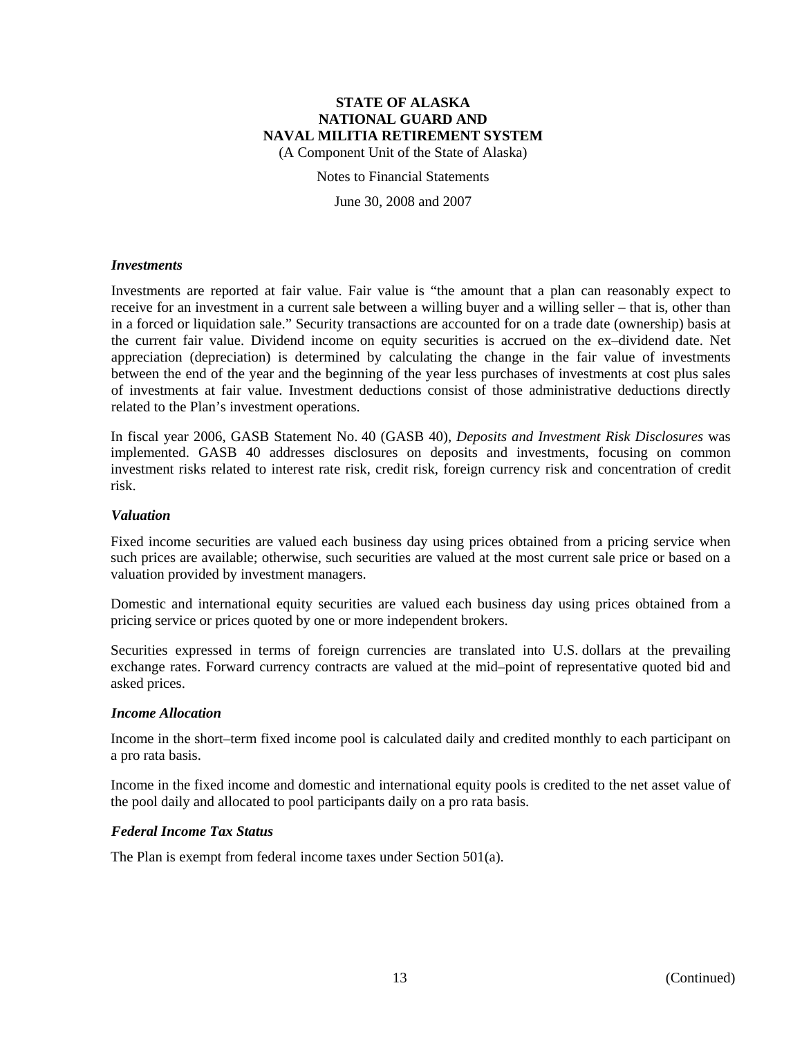### *Investments*

Investments are reported at fair value. Fair value is "the amount that a plan can reasonably expect to receive for an investment in a current sale between a willing buyer and a willing seller – that is, other than in a forced or liquidation sale." Security transactions are accounted for on a trade date (ownership) basis at the current fair value. Dividend income on equity securities is accrued on the ex–dividend date. Net appreciation (depreciation) is determined by calculating the change in the fair value of investments between the end of the year and the beginning of the year less purchases of investments at cost plus sales of investments at fair value. Investment deductions consist of those administrative deductions directly related to the Plan's investment operations.

In fiscal year 2006, GASB Statement No. 40 (GASB 40), *Deposits and Investment Risk Disclosures* was implemented. GASB 40 addresses disclosures on deposits and investments, focusing on common investment risks related to interest rate risk, credit risk, foreign currency risk and concentration of credit risk.

### *Valuation*

Fixed income securities are valued each business day using prices obtained from a pricing service when such prices are available; otherwise, such securities are valued at the most current sale price or based on a valuation provided by investment managers.

Domestic and international equity securities are valued each business day using prices obtained from a pricing service or prices quoted by one or more independent brokers.

Securities expressed in terms of foreign currencies are translated into U.S. dollars at the prevailing exchange rates. Forward currency contracts are valued at the mid–point of representative quoted bid and asked prices.

### *Income Allocation*

Income in the short–term fixed income pool is calculated daily and credited monthly to each participant on a pro rata basis.

Income in the fixed income and domestic and international equity pools is credited to the net asset value of the pool daily and allocated to pool participants daily on a pro rata basis.

### *Federal Income Tax Status*

The Plan is exempt from federal income taxes under Section 501(a).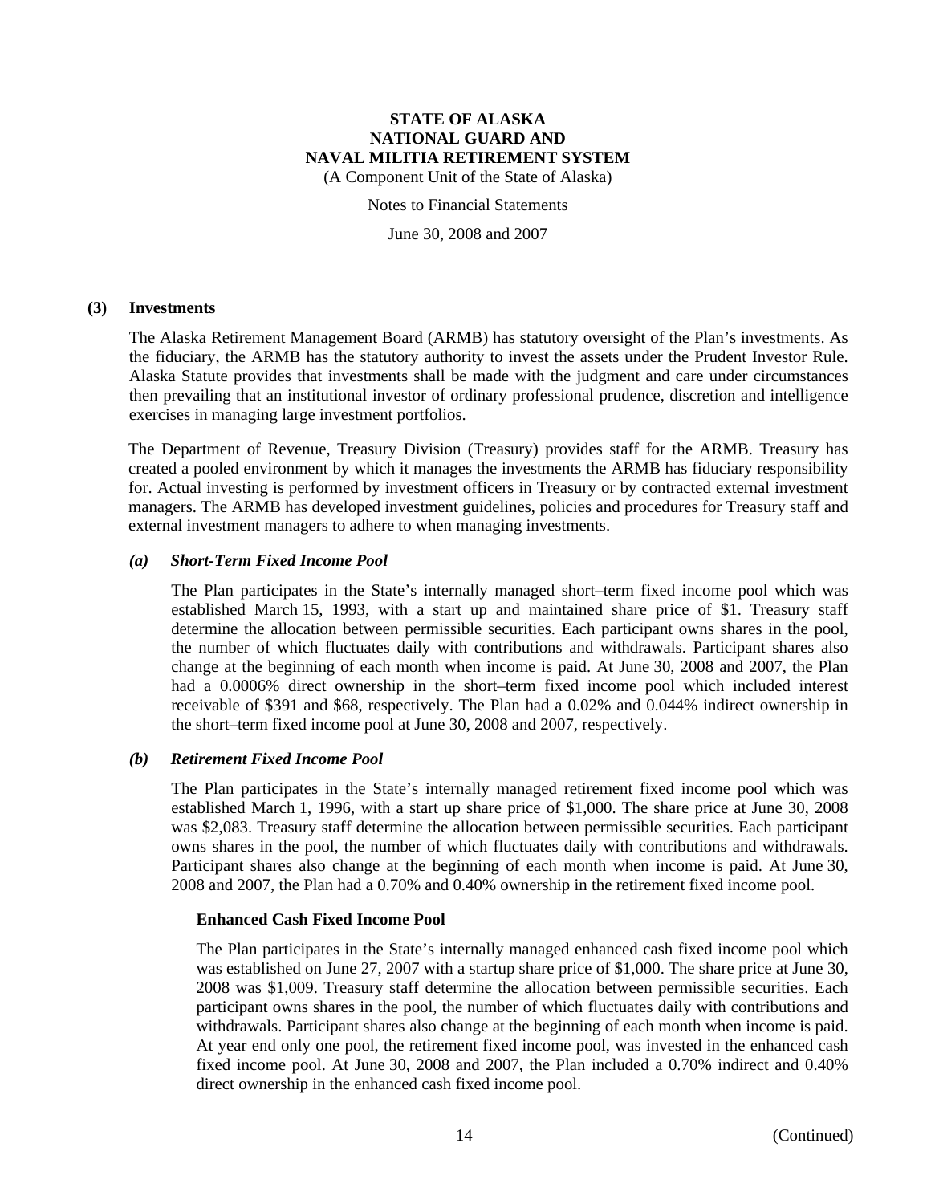### (3) Investments

The Alaska Retirement Management Board (ARMB) has statutory oversight of the Plan's investments. As the fiduciary, the ARMB has the statutory authority to invest the assets under the Prudent Investor Rule. Alaska Statute provides that investments shall be made with the judgment and care under circumstances then prevailing that an institutional investor of ordinary professional prudence, discretion and intelligence exercises in managing large investment portfolios.

The Department of Revenue, Treasury Division (Treasury) provides staff for the ARMB. Treasury has created a pooled environment by which it manages the investments the ARMB has fiduciary responsibility for. Actual investing is performed by investment officers in Treasury or by contracted external investment managers. The ARMB has developed investment guidelines, policies and procedures for Treasury staff and external investment managers to adhere to when managing investments.

#### *(a) Short-Term Fixed Income Pool*

The Plan participates in the State's internally managed short–term fixed income pool which was established March 15, 1993, with a start up and maintained share price of $1. Treasury staff determine the allocation between permissible securities. Each participant owns shares in the pool, the number of which fluctuates daily with contributions and withdrawals. Participant shares also change at the beginning of each month when income is paid. At June 30, 2008 and 2007, the Plan had a 0.0006% direct ownership in the short–term fixed income pool which included interest receivable of $391 and $68, respectively. The Plan had a 0.02% and 0.044% indirect ownership in the short–term fixed income pool at June 30, 2008 and 2007, respectively.

#### *(b) Retirement Fixed Income Pool*

The Plan participates in the State's internally managed retirement fixed income pool which was established March 1, 1996, with a start up share price of $1,000. The share price at June 30, 2008 was $2,083. Treasury staff determine the allocation between permissible securities. Each participant owns shares in the pool, the number of which fluctuates daily with contributions and withdrawals. Participant shares also change at the beginning of each month when income is paid. At June 30, 2008 and 2007, the Plan had a 0.70% and 0.40% ownership in the retirement fixed income pool.

**Enhanced Cash Fixed Income Pool**

The Plan participates in the State's internally managed enhanced cash fixed income pool which was established on June 27, 2007 with a startup share price of $1,000. The share price at June 30, 2008 was $1,009. Treasury staff determine the allocation between permissible securities. Each participant owns shares in the pool, the number of which fluctuates daily with contributions and withdrawals. Participant shares also change at the beginning of each month when income is paid. At year end only one pool, the retirement fixed income pool, was invested in the enhanced cash fixed income pool. At June 30, 2008 and 2007, the Plan included a 0.70% indirect and 0.40% direct ownership in the enhanced cash fixed income pool.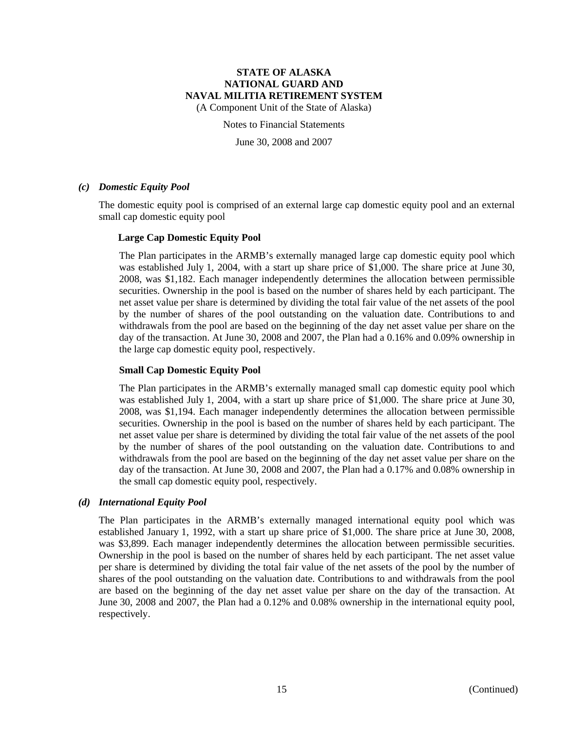### *(c) Domestic Equity Pool*

The domestic equity pool is comprised of an external large cap domestic equity pool and an external small cap domestic equity pool

**Large Cap Domestic Equity Pool**

The Plan participates in the ARMB's externally managed large cap domestic equity pool which was established July 1, 2004, with a start up share price of $1,000. The share price at June 30, 2008, was $1,182. Each manager independently determines the allocation between permissible securities. Ownership in the pool is based on the number of shares held by each participant. The net asset value per share is determined by dividing the total fair value of the net assets of the pool by the number of shares of the pool outstanding on the valuation date. Contributions to and withdrawals from the pool are based on the beginning of the day net asset value per share on the day of the transaction. At June 30, 2008 and 2007, the Plan had a 0.16% and 0.09% ownership in the large cap domestic equity pool, respectively.

**Small Cap Domestic Equity Pool**

The Plan participates in the ARMB's externally managed small cap domestic equity pool which was established July 1, 2004, with a start up share price of $1,000. The share price at June 30, 2008, was $1,194. Each manager independently determines the allocation between permissible securities. Ownership in the pool is based on the number of shares held by each participant. The net asset value per share is determined by dividing the total fair value of the net assets of the pool by the number of shares of the pool outstanding on the valuation date. Contributions to and withdrawals from the pool are based on the beginning of the day net asset value per share on the day of the transaction. At June 30, 2008 and 2007, the Plan had a 0.17% and 0.08% ownership in the small cap domestic equity pool, respectively.

### *(d) International Equity Pool*

The Plan participates in the ARMB's externally managed international equity pool which was established January 1, 1992, with a start up share price of $1,000. The share price at June 30, 2008, was $3,899. Each manager independently determines the allocation between permissible securities. Ownership in the pool is based on the number of shares held by each participant. The net asset value per share is determined by dividing the total fair value of the net assets of the pool by the number of shares of the pool outstanding on the valuation date. Contributions to and withdrawals from the pool are based on the beginning of the day net asset value per share on the day of the transaction. At June 30, 2008 and 2007, the Plan had a 0.12% and 0.08% ownership in the international equity pool, respectively.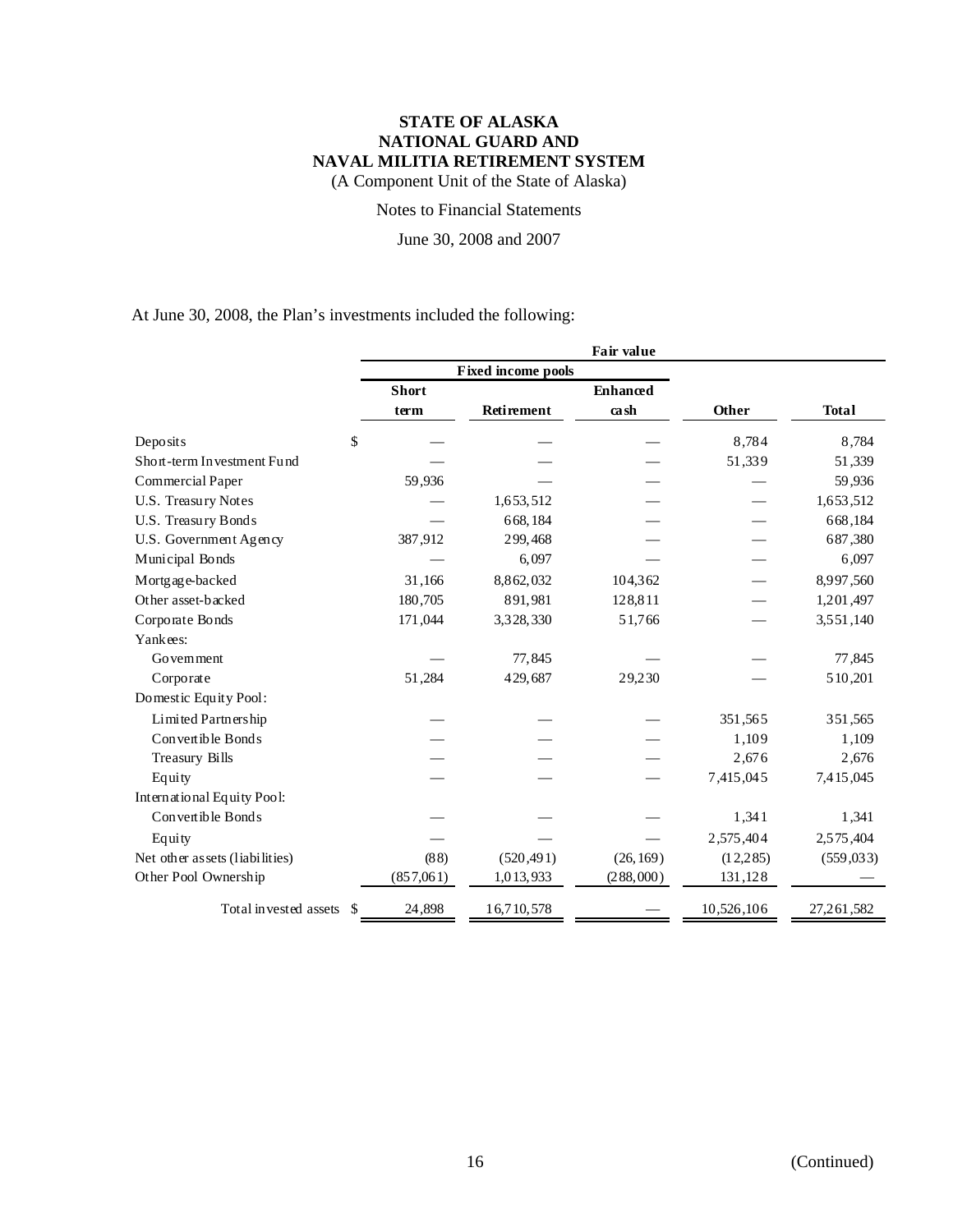# STATE OF ALASKA
# NATIONAL GUARD AND
# NAVAL MILITIA RETIREMENT SYSTEM

(A Component Unit of the State of Alaska)

Notes to Financial Statements

June 30, 2008 and 2007

At June 30, 2008, the Plan's investments included the following:

| | Fair value | | | | |
|---|---|---|---|---|---|
| | Fixed income pools | | | | |
| | Short term | Retirement | Enhanced cash | Other | Total |
| Deposits | $ — | — | — | 8,784 | 8,784 |
| Short-term Investment Fund | — | — | — | 51,339 | 51,339 |
| Commercial Paper | 59,936 | — | — | — | 59,936 |
| U.S. Treasury Notes | — | 1,653,512 | — | — | 1,653,512 |
| U.S. Treasury Bonds | — | 668,184 | — | — | 668,184 |
| U.S. Government Agency | 387,912 | 299,468 | — | — | 687,380 |
| Municipal Bonds | — | 6,097 | — | — | 6,097 |
| Mortgage-backed | 31,166 | 8,862,032 | 104,362 | — | 8,997,560 |
| Other asset-backed | 180,705 | 891,981 | 128,811 | — | 1,201,497 |
| Corporate Bonds | 171,044 | 3,328,330 | 51,766 | — | 3,551,140 |
| Yankees: | | | | | |
| Government | — | 77,845 | — | — | 77,845 |
| Corporate | 51,284 | 429,687 | 29,230 | — | 510,201 |
| Domestic Equity Pool: | | | | | |
| Limited Partnership | — | — | — | 351,565 | 351,565 |
| Convertible Bonds | — | — | — | 1,109 | 1,109 |
| Treasury Bills | — | — | — | 2,676 | 2,676 |
| Equity | — | — | — | 7,415,045 | 7,415,045 |
| International Equity Pool: | | | | | |
| Convertible Bonds | — | — | — | 1,341 | 1,341 |
| Equity | — | — | — | 2,575,404 | 2,575,404 |
| Net other assets (liabilities) | (88) | (520,491) | (26,169) | (12,285) | (559,033) |
| Other Pool Ownership | (857,061) | 1,013,933 | (288,000) | 131,128 | — |
| Total invested assets | $ 24,898 | 16,710,578 | — | 10,526,106 | 27,261,582 |

(Continued)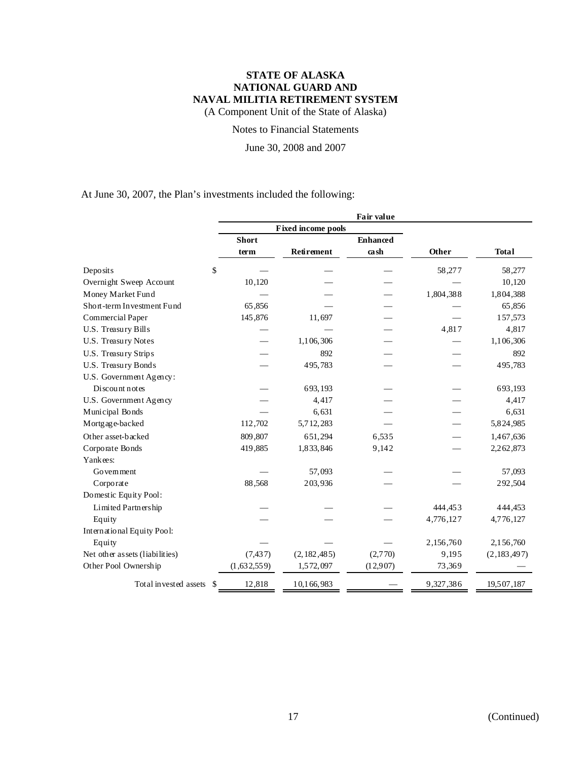# STATE OF ALASKA
# NATIONAL GUARD AND
# NAVAL MILITIA RETIREMENT SYSTEM

(A Component Unit of the State of Alaska)

Notes to Financial Statements

June 30, 2008 and 2007

At June 30, 2007, the Plan's investments included the following:

| | Fair value | | | | |
|---|---|---|---|---|---|
| | Fixed income pools | | | | |
| | Short term | Retirement | Enhanced cash | Other | Total |
| Deposits | $ — | — | — | 58,277 | 58,277 |
| Overnight Sweep Account | 10,120 | — | — | — | 10,120 |
| Money Market Fund | — | — | — | 1,804,388 | 1,804,388 |
| Short-term Investment Fund | 65,856 | — | — | — | 65,856 |
| Commercial Paper | 145,876 | 11,697 | — | — | 157,573 |
| U.S. Treasury Bills | — | — | — | 4,817 | 4,817 |
| U.S. Treasury Notes | — | 1,106,306 | — | — | 1,106,306 |
| U.S. Treasury Strips | — | 892 | — | — | 892 |
| U.S. Treasury Bonds | — | 495,783 | — | — | 495,783 |
| U.S. Government Agency: | | | | | |
| Discount notes | — | 693,193 | — | — | 693,193 |
| U.S. Government Agency | — | 4,417 | — | — | 4,417 |
| Municipal Bonds | — | 6,631 | — | — | 6,631 |
| Mortgage-backed | 112,702 | 5,712,283 | — | — | 5,824,985 |
| Other asset-backed | 809,807 | 651,294 | 6,535 | — | 1,467,636 |
| Corporate Bonds | 419,885 | 1,833,846 | 9,142 | — | 2,262,873 |
| Yankees: | | | | | |
| Government | — | 57,093 | — | — | 57,093 |
| Corporate | 88,568 | 203,936 | — | — | 292,504 |
| Domestic Equity Pool: | | | | | |
| Limited Partnership | — | — | — | 444,453 | 444,453 |
| Equity | — | — | — | 4,776,127 | 4,776,127 |
| International Equity Pool: | | | | | |
| Equity | — | — | — | 2,156,760 | 2,156,760 |
| Net other assets (liabilities) | (7,437) | (2,182,485) | (2,770) | 9,195 | (2,183,497) |
| Other Pool Ownership | (1,632,559) | 1,572,097 | (12,907) | 73,369 | — |
| Total invested assets | $ 12,818 | 10,166,983 | — | 9,327,386 | 19,507,187 |

(Continued)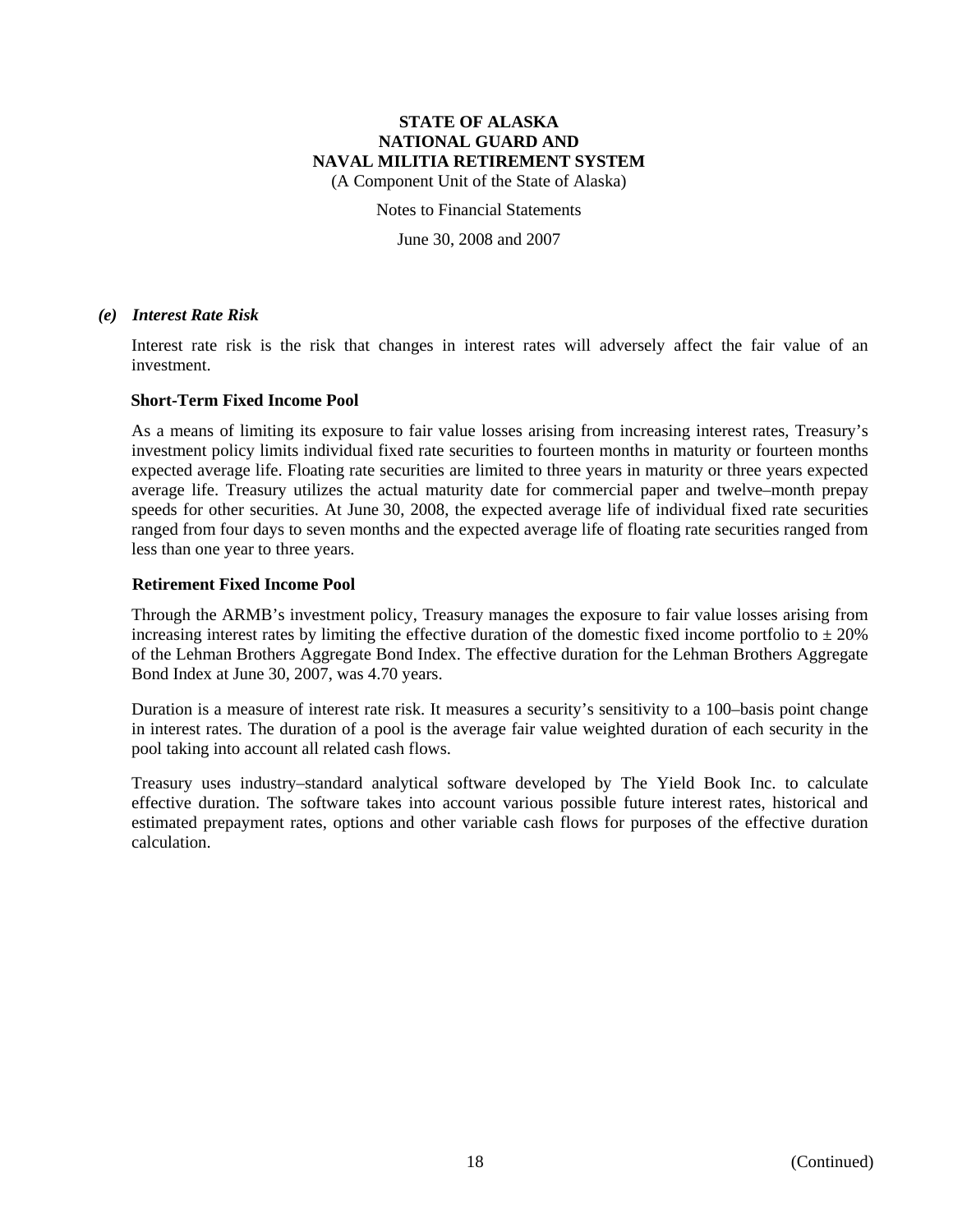#### *(e) Interest Rate Risk*

Interest rate risk is the risk that changes in interest rates will adversely affect the fair value of an investment.

**Short-Term Fixed Income Pool**

As a means of limiting its exposure to fair value losses arising from increasing interest rates, Treasury's investment policy limits individual fixed rate securities to fourteen months in maturity or fourteen months expected average life. Floating rate securities are limited to three years in maturity or three years expected average life. Treasury utilizes the actual maturity date for commercial paper and twelve–month prepay speeds for other securities. At June 30, 2008, the expected average life of individual fixed rate securities ranged from four days to seven months and the expected average life of floating rate securities ranged from less than one year to three years.

**Retirement Fixed Income Pool**

Through the ARMB's investment policy, Treasury manages the exposure to fair value losses arising from increasing interest rates by limiting the effective duration of the domestic fixed income portfolio to ± 20% of the Lehman Brothers Aggregate Bond Index. The effective duration for the Lehman Brothers Aggregate Bond Index at June 30, 2007, was 4.70 years.

Duration is a measure of interest rate risk. It measures a security's sensitivity to a 100–basis point change in interest rates. The duration of a pool is the average fair value weighted duration of each security in the pool taking into account all related cash flows.

Treasury uses industry–standard analytical software developed by The Yield Book Inc. to calculate effective duration. The software takes into account various possible future interest rates, historical and estimated prepayment rates, options and other variable cash flows for purposes of the effective duration calculation.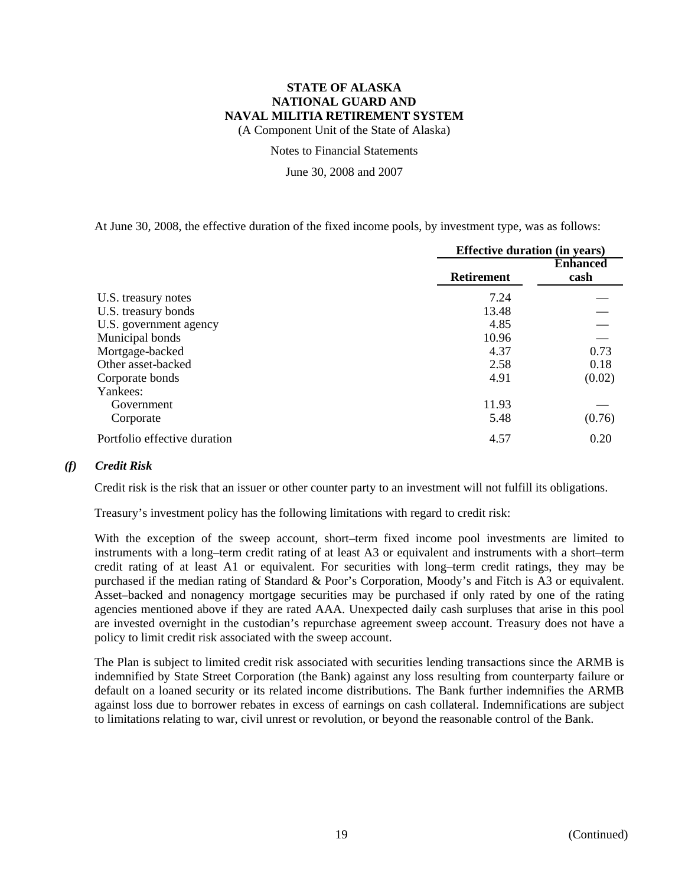At June 30, 2008, the effective duration of the fixed income pools, by investment type, was as follows:

| | Effective duration (in years) | |
|---|---|---|
| | Retirement | Enhanced cash |
| U.S. treasury notes | 7.24 | — |
| U.S. treasury bonds | 13.48 | — |
| U.S. government agency | 4.85 | — |
| Municipal bonds | 10.96 | — |
| Mortgage-backed | 4.37 | 0.73 |
| Other asset-backed | 2.58 | 0.18 |
| Corporate bonds | 4.91 | (0.02) |
| Yankees: | | |
| Government | 11.93 | — |
| Corporate | 5.48 | (0.76) |
| Portfolio effective duration | 4.57 | 0.20 |

### *(f) Credit Risk*

Credit risk is the risk that an issuer or other counter party to an investment will not fulfill its obligations.

Treasury's investment policy has the following limitations with regard to credit risk:

With the exception of the sweep account, short–term fixed income pool investments are limited to instruments with a long–term credit rating of at least A3 or equivalent and instruments with a short–term credit rating of at least A1 or equivalent. For securities with long–term credit ratings, they may be purchased if the median rating of Standard & Poor's Corporation, Moody's and Fitch is A3 or equivalent. Asset–backed and nonagency mortgage securities may be purchased if only rated by one of the rating agencies mentioned above if they are rated AAA. Unexpected daily cash surpluses that arise in this pool are invested overnight in the custodian's repurchase agreement sweep account. Treasury does not have a policy to limit credit risk associated with the sweep account.

The Plan is subject to limited credit risk associated with securities lending transactions since the ARMB is indemnified by State Street Corporation (the Bank) against any loss resulting from counterparty failure or default on a loaned security or its related income distributions. The Bank further indemnifies the ARMB against loss due to borrower rebates in excess of earnings on cash collateral. Indemnifications are subject to limitations relating to war, civil unrest or revolution, or beyond the reasonable control of the Bank.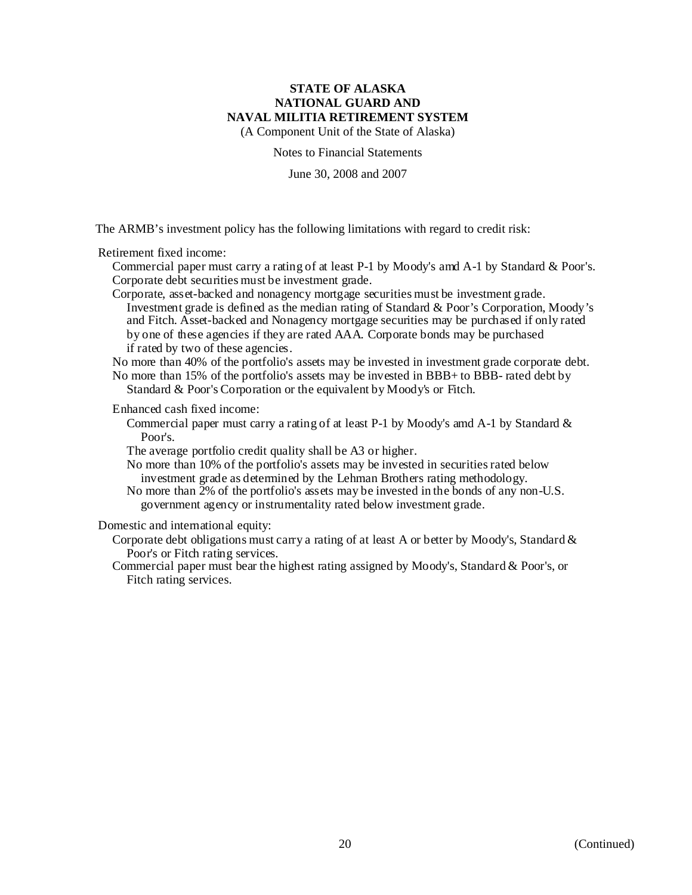The ARMB's investment policy has the following limitations with regard to credit risk:

Retirement fixed income:

- Commercial paper must carry a rating of at least P-1 by Moody's amd A-1 by Standard & Poor's.
- Corporate debt securities must be investment grade.
- Corporate, asset-backed and nonagency mortgage securities must be investment grade. Investment grade is defined as the median rating of Standard & Poor's Corporation, Moody's and Fitch. Asset-backed and Nonagency mortgage securities may be purchased if only rated by one of these agencies if they are rated AAA. Corporate bonds may be purchased if rated by two of these agencies.
- No more than 40% of the portfolio's assets may be invested in investment grade corporate debt.
- No more than 15% of the portfolio's assets may be invested in BBB+ to BBB- rated debt by Standard & Poor's Corporation or the equivalent by Moody's or Fitch.

Enhanced cash fixed income:

- Commercial paper must carry a rating of at least P-1 by Moody's amd A-1 by Standard & Poor's.
- The average portfolio credit quality shall be A3 or higher.
- No more than 10% of the portfolio's assets may be invested in securities rated below investment grade as determined by the Lehman Brothers rating methodology.
- No more than 2% of the portfolio's assets may be invested in the bonds of any non-U.S. government agency or instrumentality rated below investment grade.

Domestic and international equity:

- Corporate debt obligations must carry a rating of at least A or better by Moody's, Standard & Poor's or Fitch rating services.
- Commercial paper must bear the highest rating assigned by Moody's, Standard & Poor's, or Fitch rating services.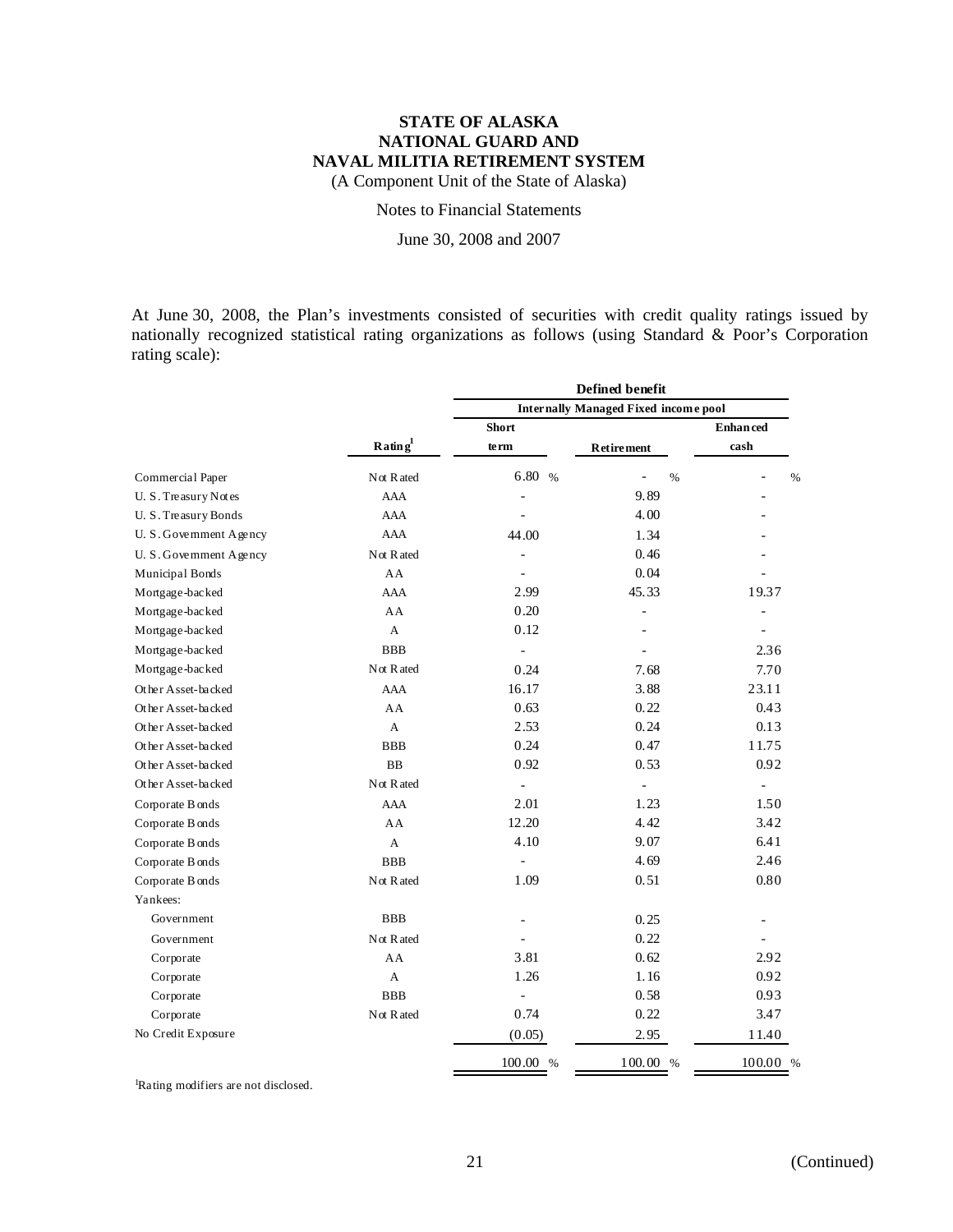# STATE OF ALASKA
# NATIONAL GUARD AND
# NAVAL MILITIA RETIREMENT SYSTEM
(A Component Unit of the State of Alaska)

Notes to Financial Statements

June 30, 2008 and 2007

At June 30, 2008, the Plan's investments consisted of securities with credit quality ratings issued by nationally recognized statistical rating organizations as follows (using Standard & Poor's Corporation rating scale):

| | | Defined benefit | | |
|---|---|---|---|---|
| | | Internally Managed Fixed income pool | | |
| | Rating[1] | Short term | Retirement | Enhanced cash |
| Commercial Paper | Not Rated | 6.80 % | - % | - % |
| U. S. Treasury Notes | AAA | - | 9.89 | - |
| U. S. Treasury Bonds | AAA | - | 4.00 | - |
| U. S. Government Agency | AAA | 44.00 | 1.34 | - |
| U. S. Government Agency | Not Rated | - | 0.46 | - |
| Municipal Bonds | AA | - | 0.04 | - |
| Mortgage-backed | AAA | 2.99 | 45.33 | 19.37 |
| Mortgage-backed | AA | 0.20 | - | - |
| Mortgage-backed | A | 0.12 | - | - |
| Mortgage-backed | BBB | - | - | 2.36 |
| Mortgage-backed | Not Rated | 0.24 | 7.68 | 7.70 |
| Other Asset-backed | AAA | 16.17 | 3.88 | 23.11 |
| Other Asset-backed | AA | 0.63 | 0.22 | 0.43 |
| Other Asset-backed | A | 2.53 | 0.24 | 0.13 |
| Other Asset-backed | BBB | 0.24 | 0.47 | 11.75 |
| Other Asset-backed | BB | 0.92 | 0.53 | 0.92 |
| Other Asset-backed | Not Rated | - | - | - |
| Corporate Bonds | AAA | 2.01 | 1.23 | 1.50 |
| Corporate Bonds | AA | 12.20 | 4.42 | 3.42 |
| Corporate Bonds | A | 4.10 | 9.07 | 6.41 |
| Corporate Bonds | BBB | - | 4.69 | 2.46 |
| Corporate Bonds | Not Rated | 1.09 | 0.51 | 0.80 |
| Yankees: | | | | |
| Government | BBB | - | 0.25 | - |
| Government | Not Rated | - | 0.22 | - |
| Corporate | AA | 3.81 | 0.62 | 2.92 |
| Corporate | A | 1.26 | 1.16 | 0.92 |
| Corporate | BBB | - | 0.58 | 0.93 |
| Corporate | Not Rated | 0.74 | 0.22 | 3.47 |
| No Credit Exposure | | (0.05) | 2.95 | 11.40 |
| | | 100.00 % | 100.00 % | 100.00 % |

[1]Rating modifiers are not disclosed.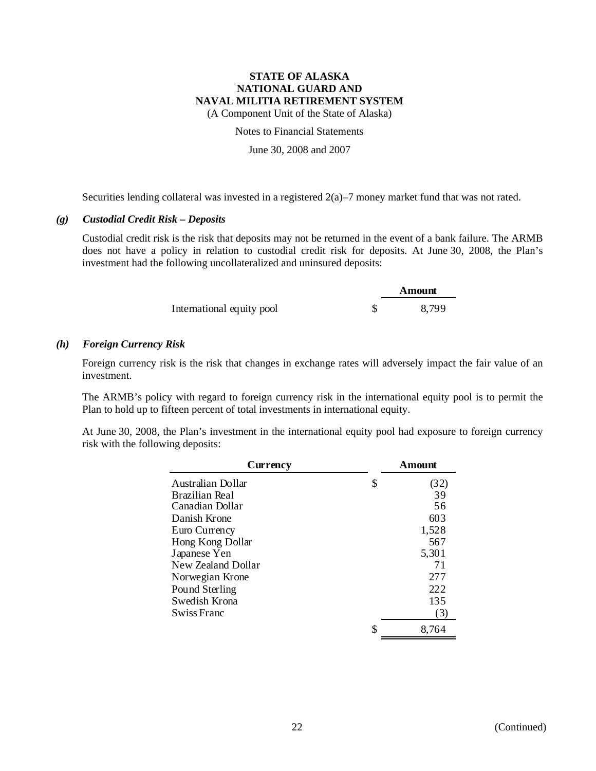# STATE OF ALASKA
# NATIONAL GUARD AND
# NAVAL MILITIA RETIREMENT SYSTEM

(A Component Unit of the State of Alaska)

Notes to Financial Statements

June 30, 2008 and 2007

Securities lending collateral was invested in a registered 2(a)–7 money market fund that was not rated.

### *(g) Custodial Credit Risk – Deposits*

Custodial credit risk is the risk that deposits may not be returned in the event of a bank failure. The ARMB does not have a policy in relation to custodial credit risk for deposits. At June 30, 2008, the Plan's investment had the following uncollateralized and uninsured deposits:

| | Amount |
|---|---|
| International equity pool | $ 8,799 |

### *(h) Foreign Currency Risk*

Foreign currency risk is the risk that changes in exchange rates will adversely impact the fair value of an investment.

The ARMB's policy with regard to foreign currency risk in the international equity pool is to permit the Plan to hold up to fifteen percent of total investments in international equity.

At June 30, 2008, the Plan's investment in the international equity pool had exposure to foreign currency risk with the following deposits:

| Currency | Amount |
|---|---|
| Australian Dollar | $ (32) |
| Brazilian Real | 39 |
| Canadian Dollar | 56 |
| Danish Krone | 603 |
| Euro Currency | 1,528 |
| Hong Kong Dollar | 567 |
| Japanese Yen | 5,301 |
| New Zealand Dollar | 71 |
| Norwegian Krone | 277 |
| Pound Sterling | 222 |
| Swedish Krona | 135 |
| Swiss Franc | (3) |
| | $ 8,764 |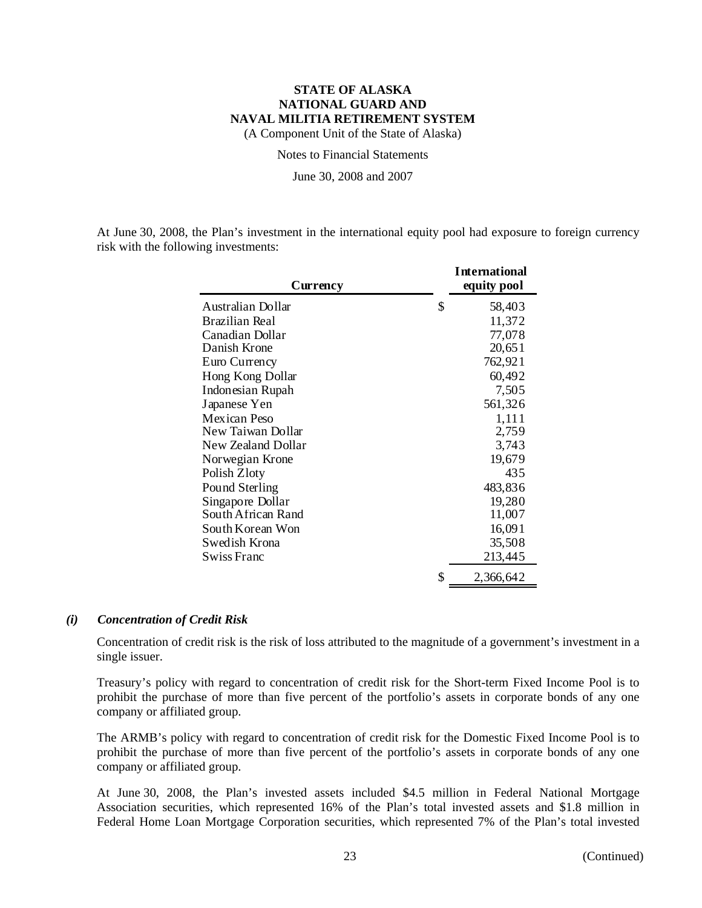At June 30, 2008, the Plan's investment in the international equity pool had exposure to foreign currency risk with the following investments:

| Currency | International equity pool |
|---|---|
| Australian Dollar | $ 58,403 |
| Brazilian Real | 11,372 |
| Canadian Dollar | 77,078 |
| Danish Krone | 20,651 |
| Euro Currency | 762,921 |
| Hong Kong Dollar | 60,492 |
| Indonesian Rupah | 7,505 |
| Japanese Yen | 561,326 |
| Mexican Peso | 1,111 |
| New Taiwan Dollar | 2,759 |
| New Zealand Dollar | 3,743 |
| Norwegian Krone | 19,679 |
| Polish Zloty | 435 |
| Pound Sterling | 483,836 |
| Singapore Dollar | 19,280 |
| South African Rand | 11,007 |
| South Korean Won | 16,091 |
| Swedish Krona | 35,508 |
| Swiss Franc | 213,445 |
| | $ 2,366,642 |

### *(i) Concentration of Credit Risk*

Concentration of credit risk is the risk of loss attributed to the magnitude of a government's investment in a single issuer.

Treasury's policy with regard to concentration of credit risk for the Short-term Fixed Income Pool is to prohibit the purchase of more than five percent of the portfolio's assets in corporate bonds of any one company or affiliated group.

The ARMB's policy with regard to concentration of credit risk for the Domestic Fixed Income Pool is to prohibit the purchase of more than five percent of the portfolio's assets in corporate bonds of any one company or affiliated group.

At June 30, 2008, the Plan's invested assets included $4.5 million in Federal National Mortgage Association securities, which represented 16% of the Plan's total invested assets and $1.8 million in Federal Home Loan Mortgage Corporation securities, which represented 7% of the Plan's total invested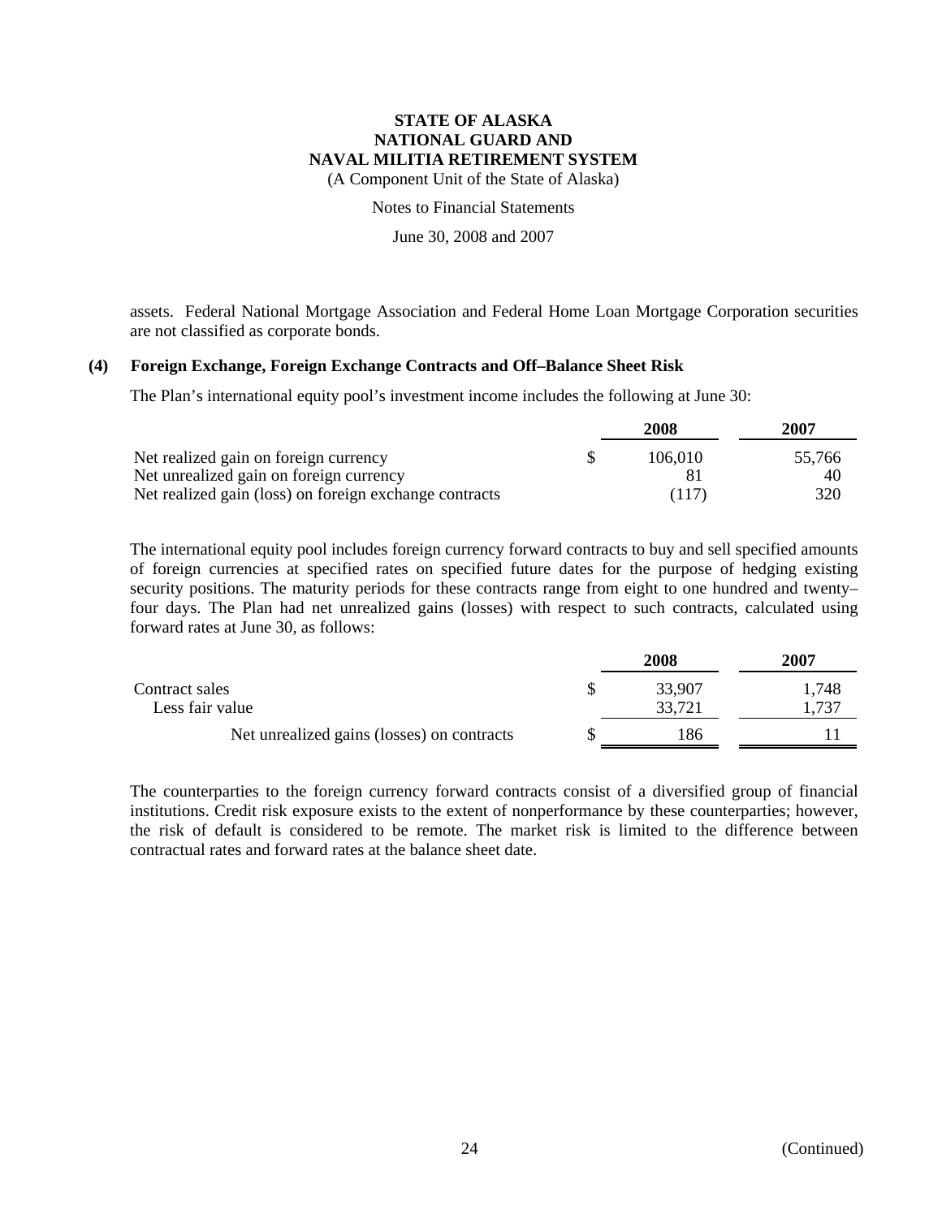assets. Federal National Mortgage Association and Federal Home Loan Mortgage Corporation securities are not classified as corporate bonds.

### (4) Foreign Exchange, Foreign Exchange Contracts and Off–Balance Sheet Risk

The Plan's international equity pool's investment income includes the following at June 30:

| | 2008 | 2007 |
|---|---|---|
| Net realized gain on foreign currency | $ 106,010 | 55,766 |
| Net unrealized gain on foreign currency | 81 | 40 |
| Net realized gain (loss) on foreign exchange contracts | (117) | 320 |

The international equity pool includes foreign currency forward contracts to buy and sell specified amounts of foreign currencies at specified rates on specified future dates for the purpose of hedging existing security positions. The maturity periods for these contracts range from eight to one hundred and twenty–four days. The Plan had net unrealized gains (losses) with respect to such contracts, calculated using forward rates at June 30, as follows:

| | 2008 | 2007 |
|---|---|---|
| Contract sales | $ 33,907 | 1,748 |
| Less fair value | 33,721 | 1,737 |
| Net unrealized gains (losses) on contracts | $ 186 | 11 |

The counterparties to the foreign currency forward contracts consist of a diversified group of financial institutions. Credit risk exposure exists to the extent of nonperformance by these counterparties; however, the risk of default is considered to be remote. The market risk is limited to the difference between contractual rates and forward rates at the balance sheet date.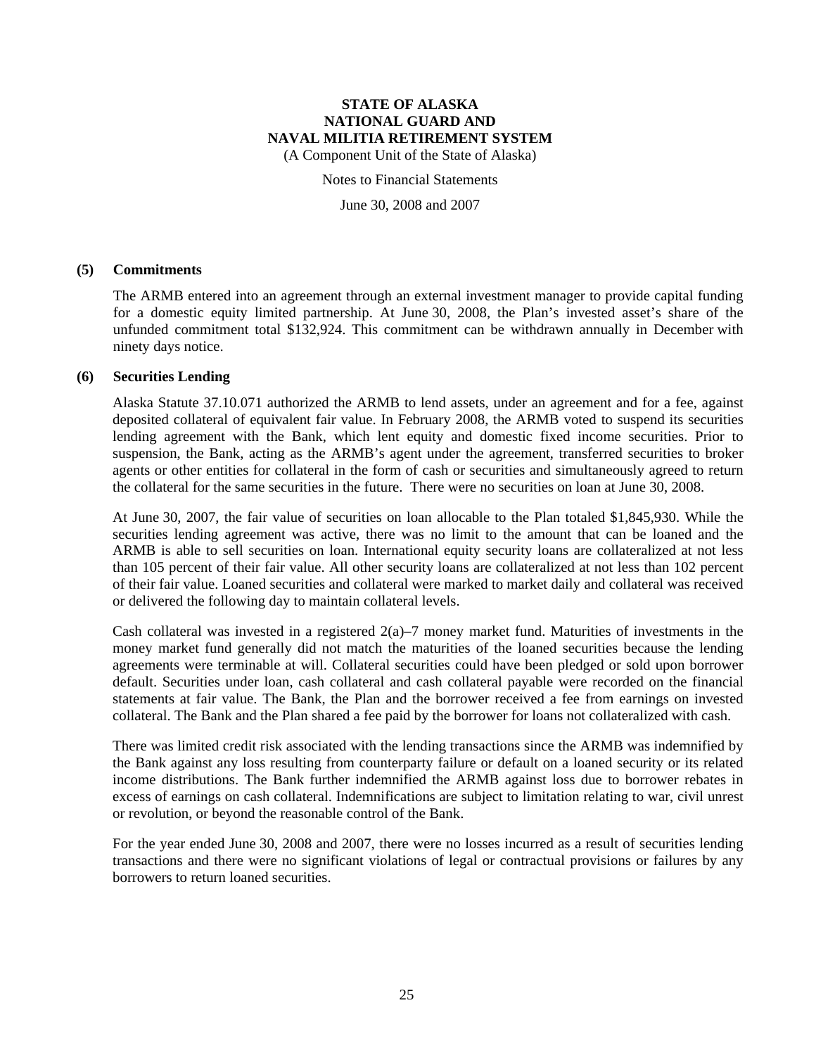## (5) Commitments

The ARMB entered into an agreement through an external investment manager to provide capital funding for a domestic equity limited partnership. At June 30, 2008, the Plan's invested asset's share of the unfunded commitment total $132,924. This commitment can be withdrawn annually in December with ninety days notice.

## (6) Securities Lending

Alaska Statute 37.10.071 authorized the ARMB to lend assets, under an agreement and for a fee, against deposited collateral of equivalent fair value. In February 2008, the ARMB voted to suspend its securities lending agreement with the Bank, which lent equity and domestic fixed income securities. Prior to suspension, the Bank, acting as the ARMB's agent under the agreement, transferred securities to broker agents or other entities for collateral in the form of cash or securities and simultaneously agreed to return the collateral for the same securities in the future. There were no securities on loan at June 30, 2008.

At June 30, 2007, the fair value of securities on loan allocable to the Plan totaled $1,845,930. While the securities lending agreement was active, there was no limit to the amount that can be loaned and the ARMB is able to sell securities on loan. International equity security loans are collateralized at not less than 105 percent of their fair value. All other security loans are collateralized at not less than 102 percent of their fair value. Loaned securities and collateral were marked to market daily and collateral was received or delivered the following day to maintain collateral levels.

Cash collateral was invested in a registered 2(a)–7 money market fund. Maturities of investments in the money market fund generally did not match the maturities of the loaned securities because the lending agreements were terminable at will. Collateral securities could have been pledged or sold upon borrower default. Securities under loan, cash collateral and cash collateral payable were recorded on the financial statements at fair value. The Bank, the Plan and the borrower received a fee from earnings on invested collateral. The Bank and the Plan shared a fee paid by the borrower for loans not collateralized with cash.

There was limited credit risk associated with the lending transactions since the ARMB was indemnified by the Bank against any loss resulting from counterparty failure or default on a loaned security or its related income distributions. The Bank further indemnified the ARMB against loss due to borrower rebates in excess of earnings on cash collateral. Indemnifications are subject to limitation relating to war, civil unrest or revolution, or beyond the reasonable control of the Bank.

For the year ended June 30, 2008 and 2007, there were no losses incurred as a result of securities lending transactions and there were no significant violations of legal or contractual provisions or failures by any borrowers to return loaned securities.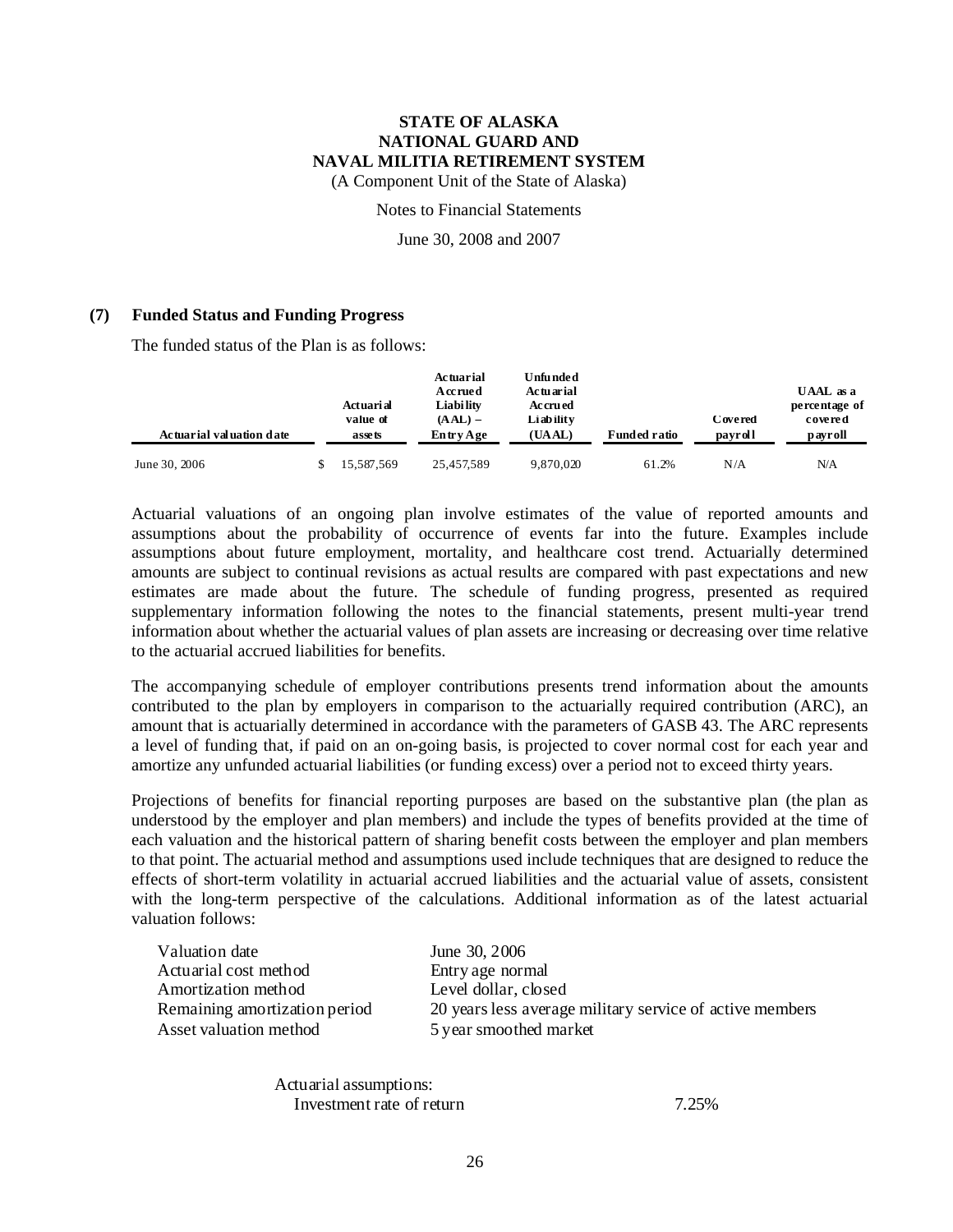**STATE OF ALASKA**
**NATIONAL GUARD AND**
**NAVAL MILITIA RETIREMENT SYSTEM**
(A Component Unit of the State of Alaska)

Notes to Financial Statements

June 30, 2008 and 2007

## (7) Funded Status and Funding Progress

The funded status of the Plan is as follows:

| Actuarial valuation date | Actuarial value of assets | Actuarial Accrued Liability (AAL) – Entry Age | Unfunded Actuarial Accrued Liability (UAAL) | Funded ratio | Covered payroll | UAAL as a percentage of covered payroll |
|---|---|---|---|---|---|---|
| June 30, 2006 | $ 15,587,569 | 25,457,589 | 9,870,020 | 61.2% | N/A | N/A |

Actuarial valuations of an ongoing plan involve estimates of the value of reported amounts and assumptions about the probability of occurrence of events far into the future. Examples include assumptions about future employment, mortality, and healthcare cost trend. Actuarially determined amounts are subject to continual revisions as actual results are compared with past expectations and new estimates are made about the future. The schedule of funding progress, presented as required supplementary information following the notes to the financial statements, present multi-year trend information about whether the actuarial values of plan assets are increasing or decreasing over time relative to the actuarial accrued liabilities for benefits.

The accompanying schedule of employer contributions presents trend information about the amounts contributed to the plan by employers in comparison to the actuarially required contribution (ARC), an amount that is actuarially determined in accordance with the parameters of GASB 43. The ARC represents a level of funding that, if paid on an on-going basis, is projected to cover normal cost for each year and amortize any unfunded actuarial liabilities (or funding excess) over a period not to exceed thirty years.

Projections of benefits for financial reporting purposes are based on the substantive plan (the plan as understood by the employer and plan members) and include the types of benefits provided at the time of each valuation and the historical pattern of sharing benefit costs between the employer and plan members to that point. The actuarial method and assumptions used include techniques that are designed to reduce the effects of short-term volatility in actuarial accrued liabilities and the actuarial value of assets, consistent with the long-term perspective of the calculations. Additional information as of the latest actuarial valuation follows:

| | |
|---|---|
| Valuation date | June 30, 2006 |
| Actuarial cost method | Entry age normal |
| Amortization method | Level dollar, closed |
| Remaining amortization period | 20 years less average military service of active members |
| Asset valuation method | 5 year smoothed market |

Actuarial assumptions:

| | |
|---|---|
| Investment rate of return | 7.25% |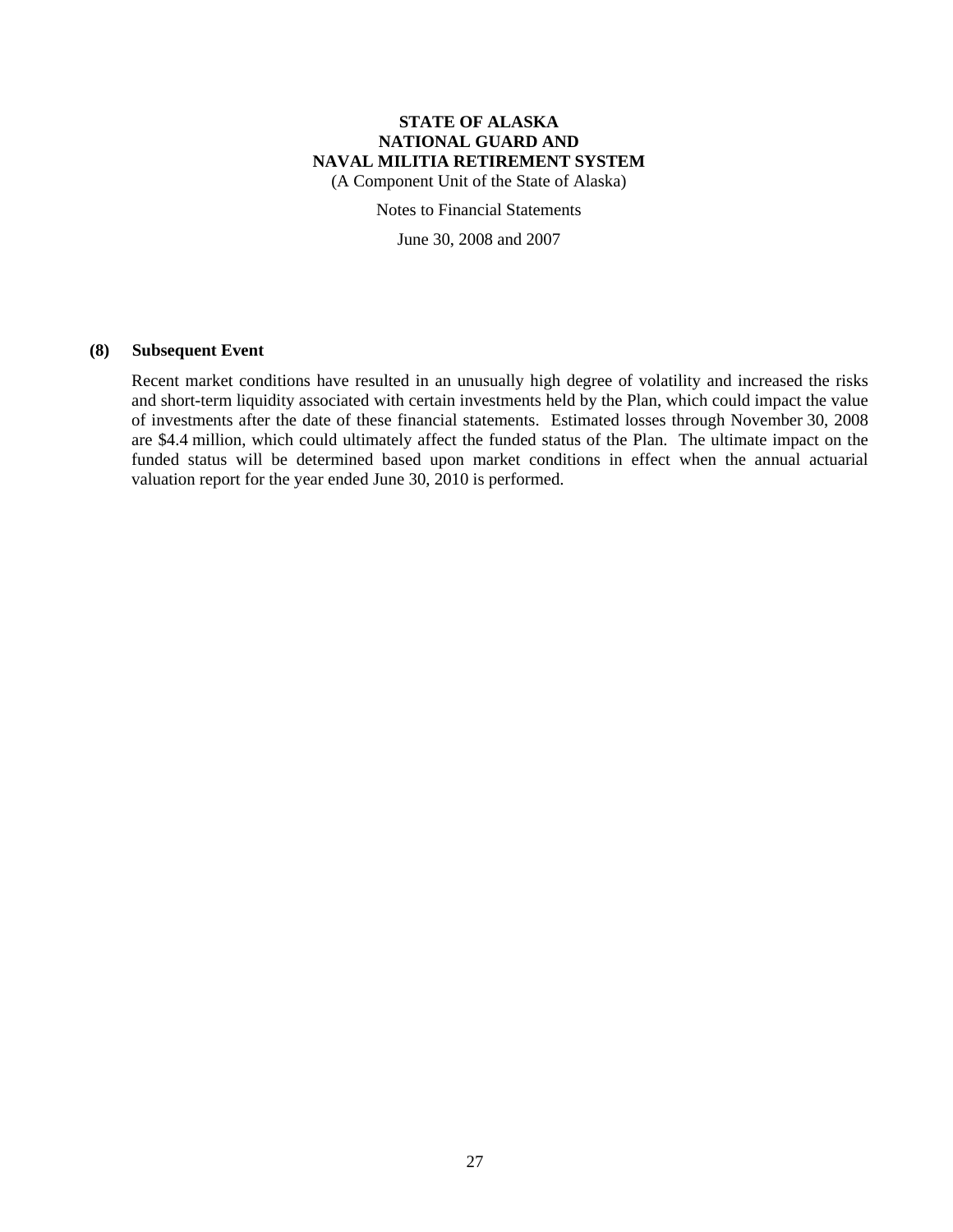# STATE OF ALASKA
# NATIONAL GUARD AND
# NAVAL MILITIA RETIREMENT SYSTEM

(A Component Unit of the State of Alaska)

Notes to Financial Statements

June 30, 2008 and 2007

## (8) Subsequent Event

Recent market conditions have resulted in an unusually high degree of volatility and increased the risks and short-term liquidity associated with certain investments held by the Plan, which could impact the value of investments after the date of these financial statements. Estimated losses through November 30, 2008 are $4.4 million, which could ultimately affect the funded status of the Plan. The ultimate impact on the funded status will be determined based upon market conditions in effect when the annual actuarial valuation report for the year ended June 30, 2010 is performed.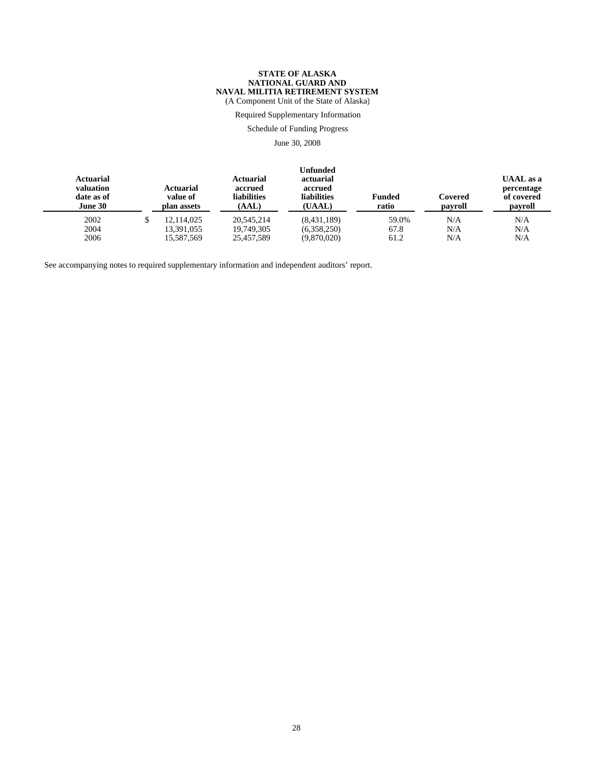**STATE OF ALASKA**
**NATIONAL GUARD AND**
**NAVAL MILITIA RETIREMENT SYSTEM**
(A Component Unit of the State of Alaska)

Required Supplementary Information

Schedule of Funding Progress

June 30, 2008

| Actuarial valuation date as of June 30 | Actuarial value of plan assets | Actuarial accrued liabilities (AAL) | Unfunded actuarial accrued liabilities (UAAL) | Funded ratio | Covered payroll | UAAL as a percentage of covered payroll |
|---|---|---|---|---|---|---|
| 2002 | $ 12,114,025 | 20,545,214 | (8,431,189) | 59.0% | N/A | N/A |
| 2004 | 13,391,055 | 19,749,305 | (6,358,250) | 67.8 | N/A | N/A |
| 2006 | 15,587,569 | 25,457,589 | (9,870,020) | 61.2 | N/A | N/A |

See accompanying notes to required supplementary information and independent auditors' report.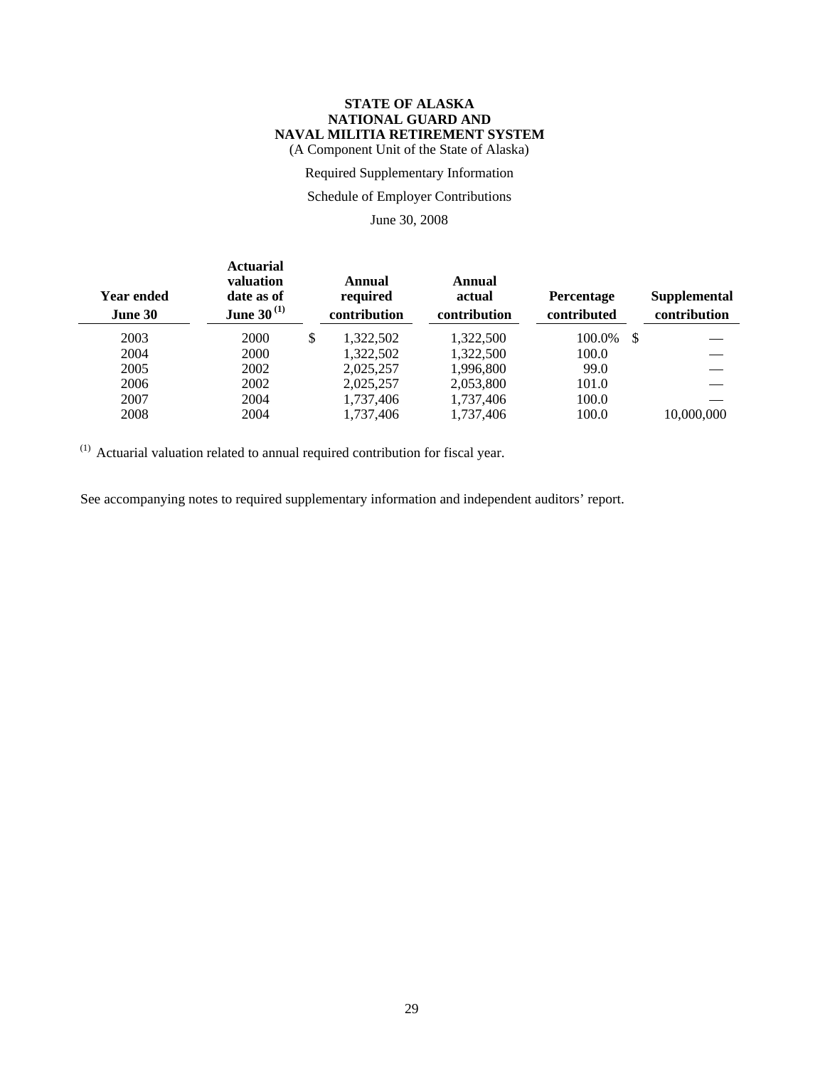**STATE OF ALASKA**
**NATIONAL GUARD AND**
**NAVAL MILITIA RETIREMENT SYSTEM**
(A Component Unit of the State of Alaska)

Required Supplementary Information

Schedule of Employer Contributions

June 30, 2008

| Year ended June 30 | Actuarial valuation date as of June 30 [(1)] | Annual required contribution | Annual actual contribution | Percentage contributed | Supplemental contribution |
|---|---|---|---|---|---|
| 2003 | 2000 | $ 1,322,502 | 1,322,500 | 100.0% | $ — |
| 2004 | 2000 | 1,322,502 | 1,322,500 | 100.0 | — |
| 2005 | 2002 | 2,025,257 | 1,996,800 | 99.0 | — |
| 2006 | 2002 | 2,025,257 | 2,053,800 | 101.0 | — |
| 2007 | 2004 | 1,737,406 | 1,737,406 | 100.0 | — |
| 2008 | 2004 | 1,737,406 | 1,737,406 | 100.0 | 10,000,000 |

[(1)] Actuarial valuation related to annual required contribution for fiscal year.

See accompanying notes to required supplementary information and independent auditors' report.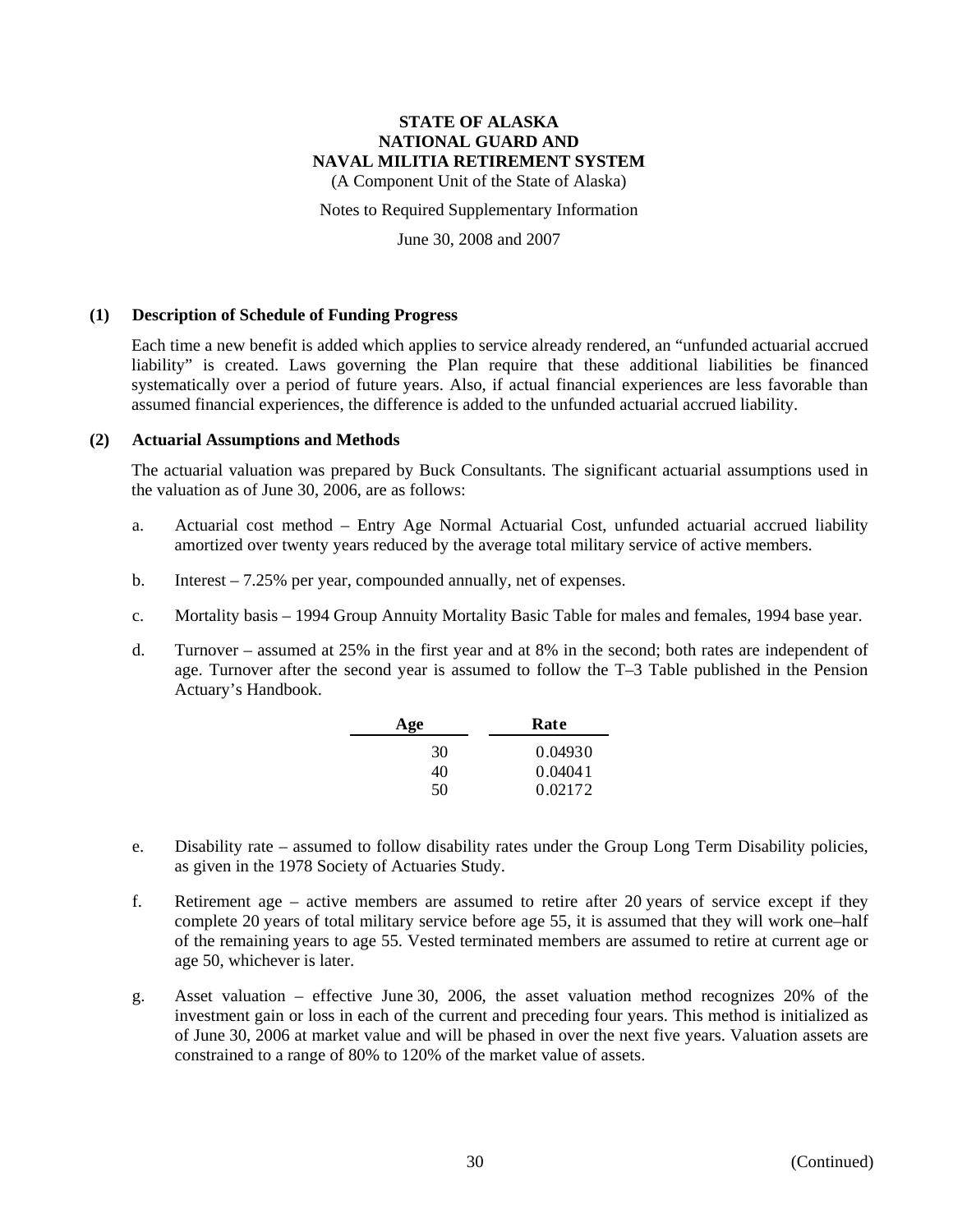# STATE OF ALASKA
# NATIONAL GUARD AND
# NAVAL MILITIA RETIREMENT SYSTEM

(A Component Unit of the State of Alaska)

Notes to Required Supplementary Information

June 30, 2008 and 2007

## (1) Description of Schedule of Funding Progress

Each time a new benefit is added which applies to service already rendered, an "unfunded actuarial accrued liability" is created. Laws governing the Plan require that these additional liabilities be financed systematically over a period of future years. Also, if actual financial experiences are less favorable than assumed financial experiences, the difference is added to the unfunded actuarial accrued liability.

## (2) Actuarial Assumptions and Methods

The actuarial valuation was prepared by Buck Consultants. The significant actuarial assumptions used in the valuation as of June 30, 2006, are as follows:

a. Actuarial cost method – Entry Age Normal Actuarial Cost, unfunded actuarial accrued liability amortized over twenty years reduced by the average total military service of active members.

b. Interest – 7.25% per year, compounded annually, net of expenses.

c. Mortality basis – 1994 Group Annuity Mortality Basic Table for males and females, 1994 base year.

d. Turnover – assumed at 25% in the first year and at 8% in the second; both rates are independent of age. Turnover after the second year is assumed to follow the T–3 Table published in the Pension Actuary's Handbook.

| Age | Rate |
|---|---|
| 30 | 0.04930 |
| 40 | 0.04041 |
| 50 | 0.02172 |

e. Disability rate – assumed to follow disability rates under the Group Long Term Disability policies, as given in the 1978 Society of Actuaries Study.

f. Retirement age – active members are assumed to retire after 20 years of service except if they complete 20 years of total military service before age 55, it is assumed that they will work one–half of the remaining years to age 55. Vested terminated members are assumed to retire at current age or age 50, whichever is later.

g. Asset valuation – effective June 30, 2006, the asset valuation method recognizes 20% of the investment gain or loss in each of the current and preceding four years. This method is initialized as of June 30, 2006 at market value and will be phased in over the next five years. Valuation assets are constrained to a range of 80% to 120% of the market value of assets.

(Continued)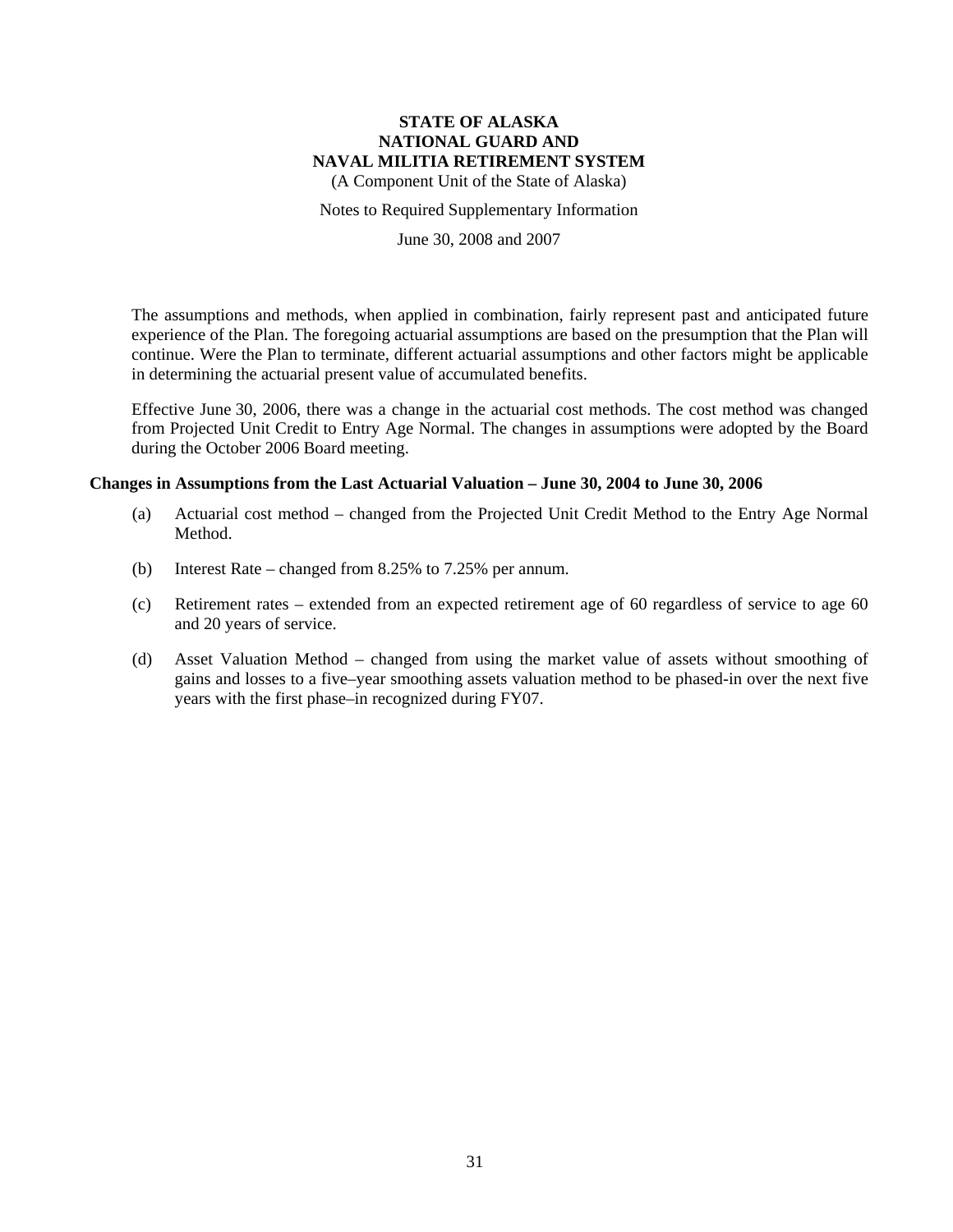# STATE OF ALASKA
# NATIONAL GUARD AND
# NAVAL MILITIA RETIREMENT SYSTEM

(A Component Unit of the State of Alaska)

Notes to Required Supplementary Information

June 30, 2008 and 2007

The assumptions and methods, when applied in combination, fairly represent past and anticipated future experience of the Plan. The foregoing actuarial assumptions are based on the presumption that the Plan will continue. Were the Plan to terminate, different actuarial assumptions and other factors might be applicable in determining the actuarial present value of accumulated benefits.

Effective June 30, 2006, there was a change in the actuarial cost methods. The cost method was changed from Projected Unit Credit to Entry Age Normal. The changes in assumptions were adopted by the Board during the October 2006 Board meeting.

**Changes in Assumptions from the Last Actuarial Valuation – June 30, 2004 to June 30, 2006**

(a) Actuarial cost method – changed from the Projected Unit Credit Method to the Entry Age Normal Method.

(b) Interest Rate – changed from 8.25% to 7.25% per annum.

(c) Retirement rates – extended from an expected retirement age of 60 regardless of service to age 60 and 20 years of service.

(d) Asset Valuation Method – changed from using the market value of assets without smoothing of gains and losses to a five–year smoothing assets valuation method to be phased-in over the next five years with the first phase–in recognized during FY07.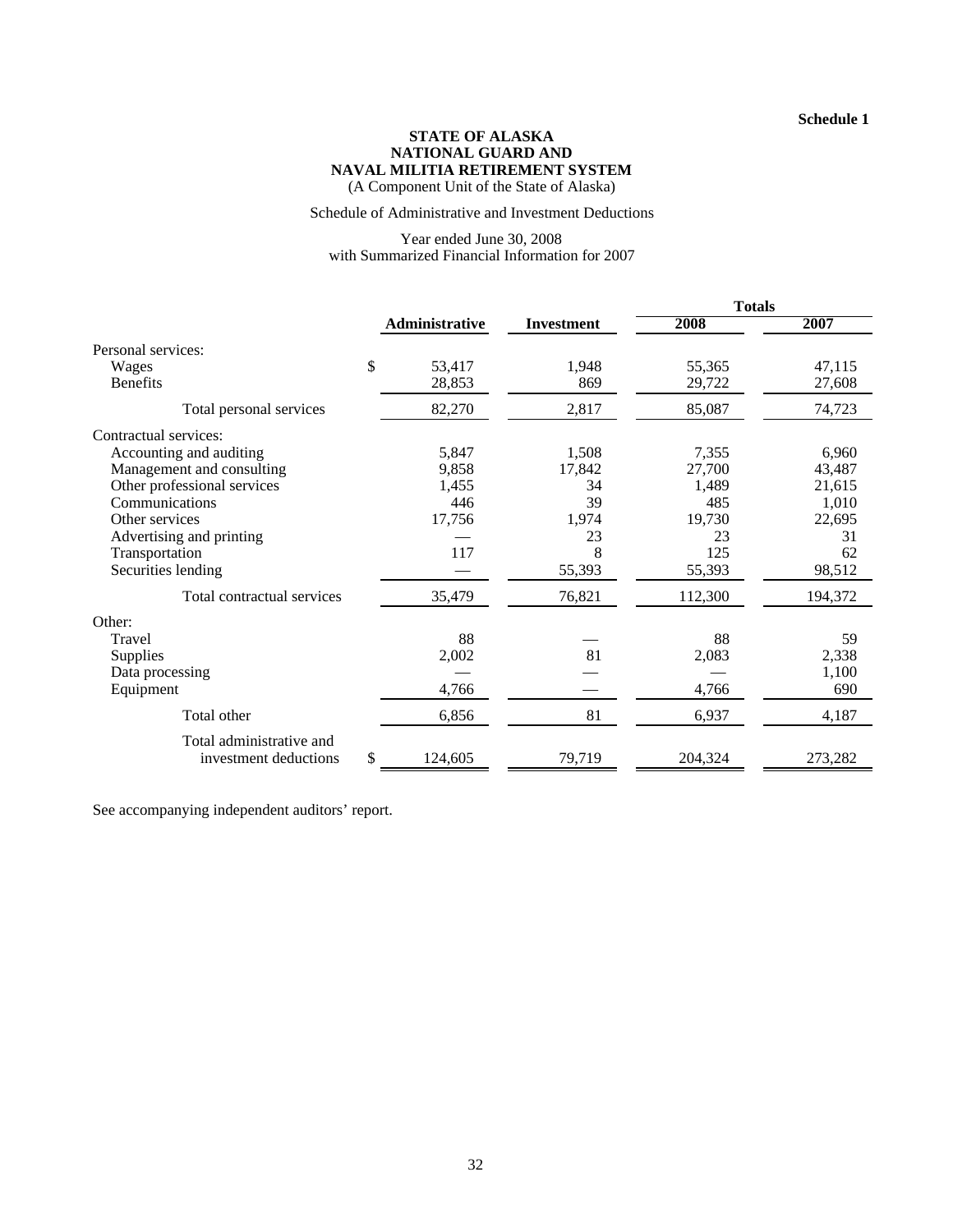**Schedule 1**

**STATE OF ALASKA**
**NATIONAL GUARD AND**
**NAVAL MILITIA RETIREMENT SYSTEM**
(A Component Unit of the State of Alaska)

Schedule of Administrative and Investment Deductions

Year ended June 30, 2008
with Summarized Financial Information for 2007

| | Administrative | Investment | Totals 2008 | Totals 2007 |
|---|---|---|---|---|
| Personal services: | | | | |
| Wages | $ 53,417 | 1,948 | 55,365 | 47,115 |
| Benefits | 28,853 | 869 | 29,722 | 27,608 |
| Total personal services | 82,270 | 2,817 | 85,087 | 74,723 |
| Contractual services: | | | | |
| Accounting and auditing | 5,847 | 1,508 | 7,355 | 6,960 |
| Management and consulting | 9,858 | 17,842 | 27,700 | 43,487 |
| Other professional services | 1,455 | 34 | 1,489 | 21,615 |
| Communications | 446 | 39 | 485 | 1,010 |
| Other services | 17,756 | 1,974 | 19,730 | 22,695 |
| Advertising and printing | — | 23 | 23 | 31 |
| Transportation | 117 | 8 | 125 | 62 |
| Securities lending | — | 55,393 | 55,393 | 98,512 |
| Total contractual services | 35,479 | 76,821 | 112,300 | 194,372 |
| Other: | | | | |
| Travel | 88 | — | 88 | 59 |
| Supplies | 2,002 | 81 | 2,083 | 2,338 |
| Data processing | — | — | — | 1,100 |
| Equipment | 4,766 | — | 4,766 | 690 |
| Total other | 6,856 | 81 | 6,937 | 4,187 |
| Total administrative and investment deductions | $ 124,605 | 79,719 | 204,324 | 273,282 |

See accompanying independent auditors' report.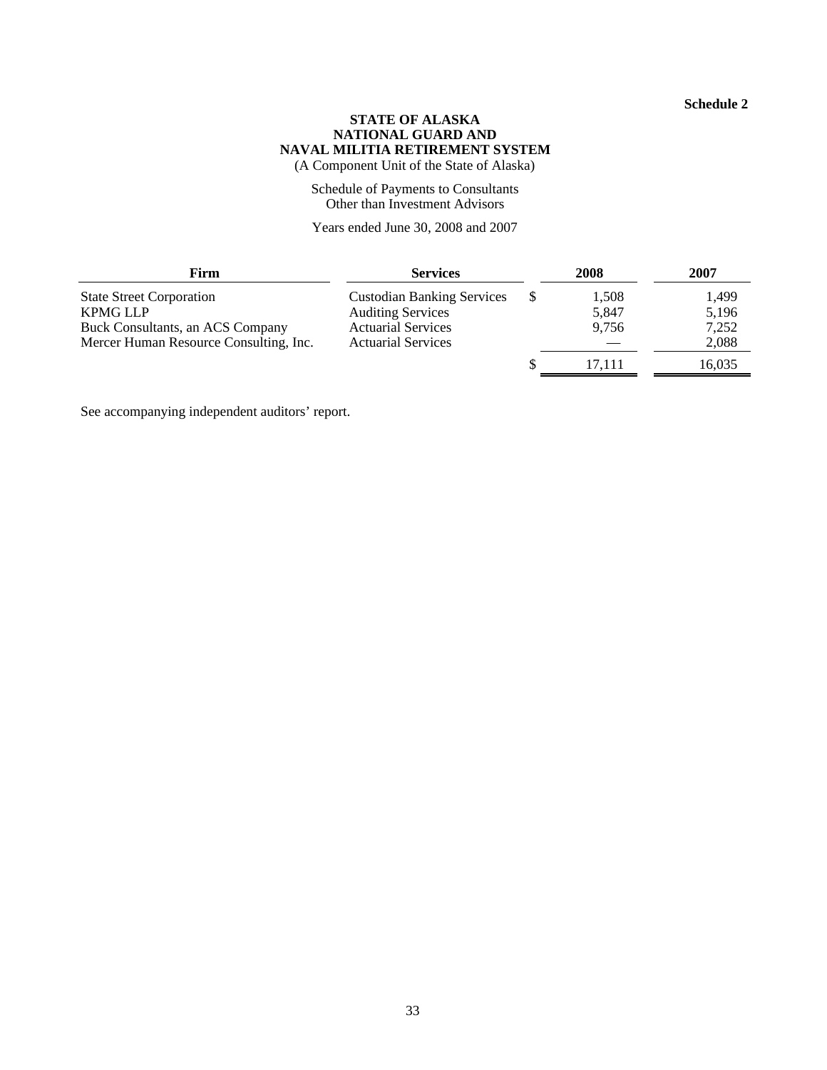**Schedule 2**

**STATE OF ALASKA**
**NATIONAL GUARD AND**
**NAVAL MILITIA RETIREMENT SYSTEM**
(A Component Unit of the State of Alaska)

Schedule of Payments to Consultants
Other than Investment Advisors

Years ended June 30, 2008 and 2007

| Firm | Services | 2008 | 2007 |
|---|---|---|---|
| State Street Corporation | Custodian Banking Services | $ 1,508 | 1,499 |
| KPMG LLP | Auditing Services | 5,847 | 5,196 |
| Buck Consultants, an ACS Company | Actuarial Services | 9,756 | 7,252 |
| Mercer Human Resource Consulting, Inc. | Actuarial Services | — | 2,088 |
| | | $ 17,111 | 16,035 |

See accompanying independent auditors' report.